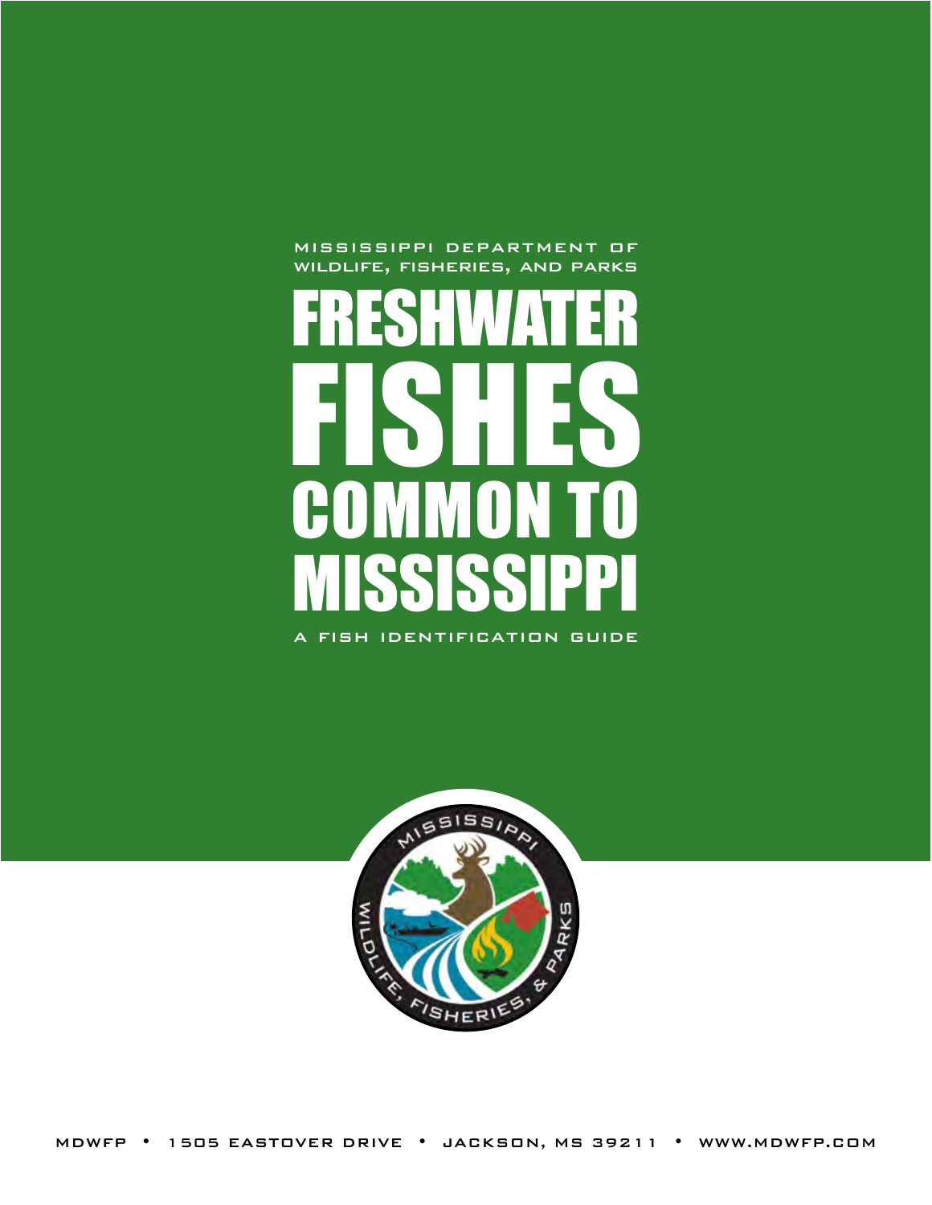MISSISSIPPI DEPARTMENT OF WILDLIFE, FISHERIES, AND PARKS

# FRESHWATER FISHES COMMON TO MISSISSIPPI

A FISH IDENTIFICATION GUIDE

MDWFP • 1505 EASTOVER DRIVE • JACKSON, MS 39211 • WWW.MDWFP.COM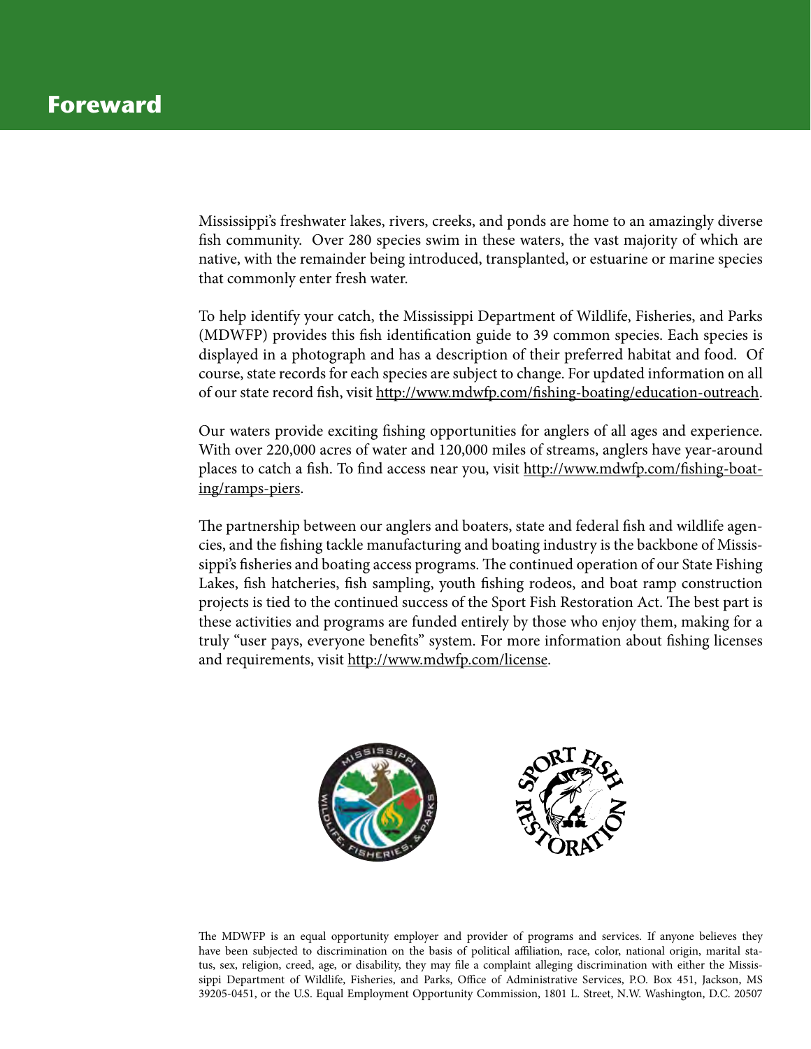# Foreward

Mississippi's freshwater lakes, rivers, creeks, and ponds are home to an amazingly diverse fish community. Over 280 species swim in these waters, the vast majority of which are native, with the remainder being introduced, transplanted, or estuarine or marine species that commonly enter fresh water.

To help identify your catch, the Mississippi Department of Wildlife, Fisheries, and Parks (MDWFP) provides this fish identification guide to 39 common species. Each species is displayed in a photograph and has a description of their preferred habitat and food. Of course, state records for each species are subject to change. For updated information on all of our state record fish, visit http://www.mdwfp.com/fishing-boating/education-outreach.

Our waters provide exciting fishing opportunities for anglers of all ages and experience. With over 220,000 acres of water and 120,000 miles of streams, anglers have year-around places to catch a fish. To find access near you, visit http://www.mdwfp.com/fishing-boating/ramps-piers.

The partnership between our anglers and boaters, state and federal fish and wildlife agencies, and the fishing tackle manufacturing and boating industry is the backbone of Mississippi's fisheries and boating access programs. The continued operation of our State Fishing Lakes, fish hatcheries, fish sampling, youth fishing rodeos, and boat ramp construction projects is tied to the continued success of the Sport Fish Restoration Act. The best part is these activities and programs are funded entirely by those who enjoy them, making for a truly "user pays, everyone benefits" system. For more information about fishing licenses and requirements, visit http://www.mdwfp.com/license.

The MDWFP is an equal opportunity employer and provider of programs and services. If anyone believes they have been subjected to discrimination on the basis of political affiliation, race, color, national origin, marital status, sex, religion, creed, age, or disability, they may file a complaint alleging discrimination with either the Mississippi Department of Wildlife, Fisheries, and Parks, Office of Administrative Services, P.O. Box 451, Jackson, MS 39205-0451, or the U.S. Equal Employment Opportunity Commission, 1801 L. Street, N.W. Washington, D.C. 20507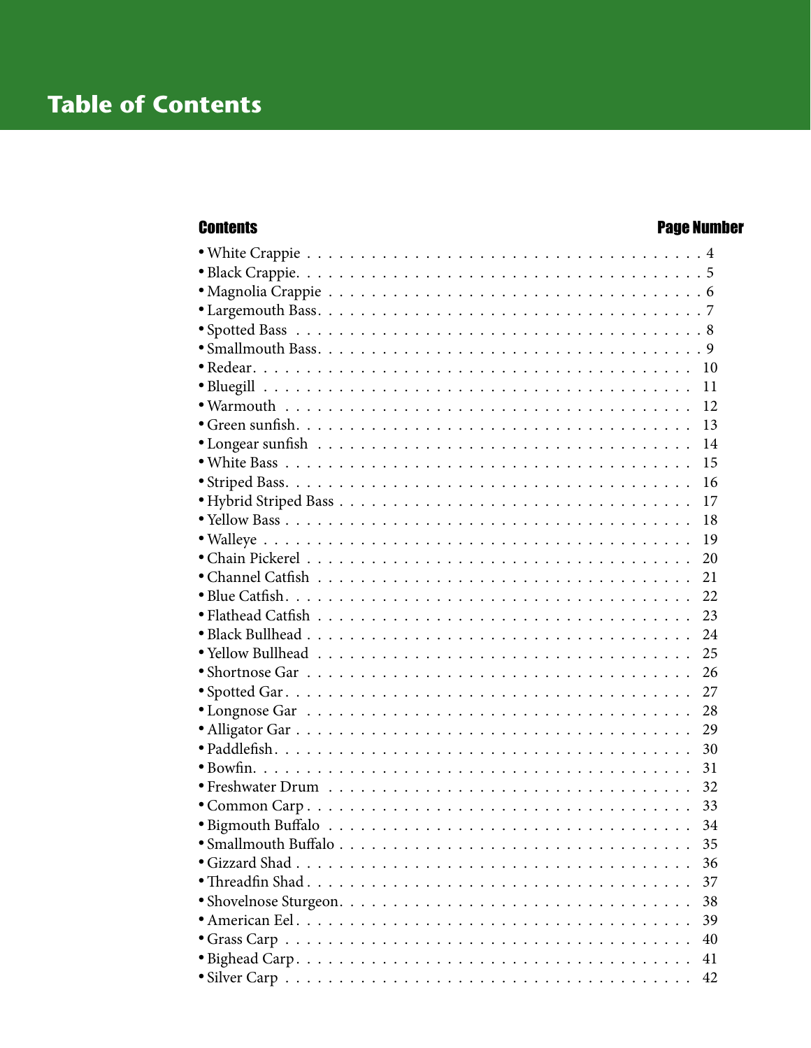# Table of Contents

| Contents | Page Number |
|---|---|
| • White Crappie | 4 |
| • Black Crappie | 5 |
| • Magnolia Crappie | 6 |
| • Largemouth Bass | 7 |
| • Spotted Bass | 8 |
| • Smallmouth Bass | 9 |
| • Redear | 10 |
| • Bluegill | 11 |
| • Warmouth | 12 |
| • Green sunfish | 13 |
| • Longear sunfish | 14 |
| • White Bass | 15 |
| • Striped Bass | 16 |
| • Hybrid Striped Bass | 17 |
| • Yellow Bass | 18 |
| • Walleye | 19 |
| • Chain Pickerel | 20 |
| • Channel Catfish | 21 |
| • Blue Catfish | 22 |
| • Flathead Catfish | 23 |
| • Black Bullhead | 24 |
| • Yellow Bullhead | 25 |
| • Shortnose Gar | 26 |
| • Spotted Gar | 27 |
| • Longnose Gar | 28 |
| • Alligator Gar | 29 |
| • Paddlefish | 30 |
| • Bowfin | 31 |
| • Freshwater Drum | 32 |
| • Common Carp | 33 |
| • Bigmouth Buffalo | 34 |
| • Smallmouth Buffalo | 35 |
| • Gizzard Shad | 36 |
| • Threadfin Shad | 37 |
| • Shovelnose Sturgeon | 38 |
| • American Eel | 39 |
| • Grass Carp | 40 |
| • Bighead Carp | 41 |
| • Silver Carp | 42 |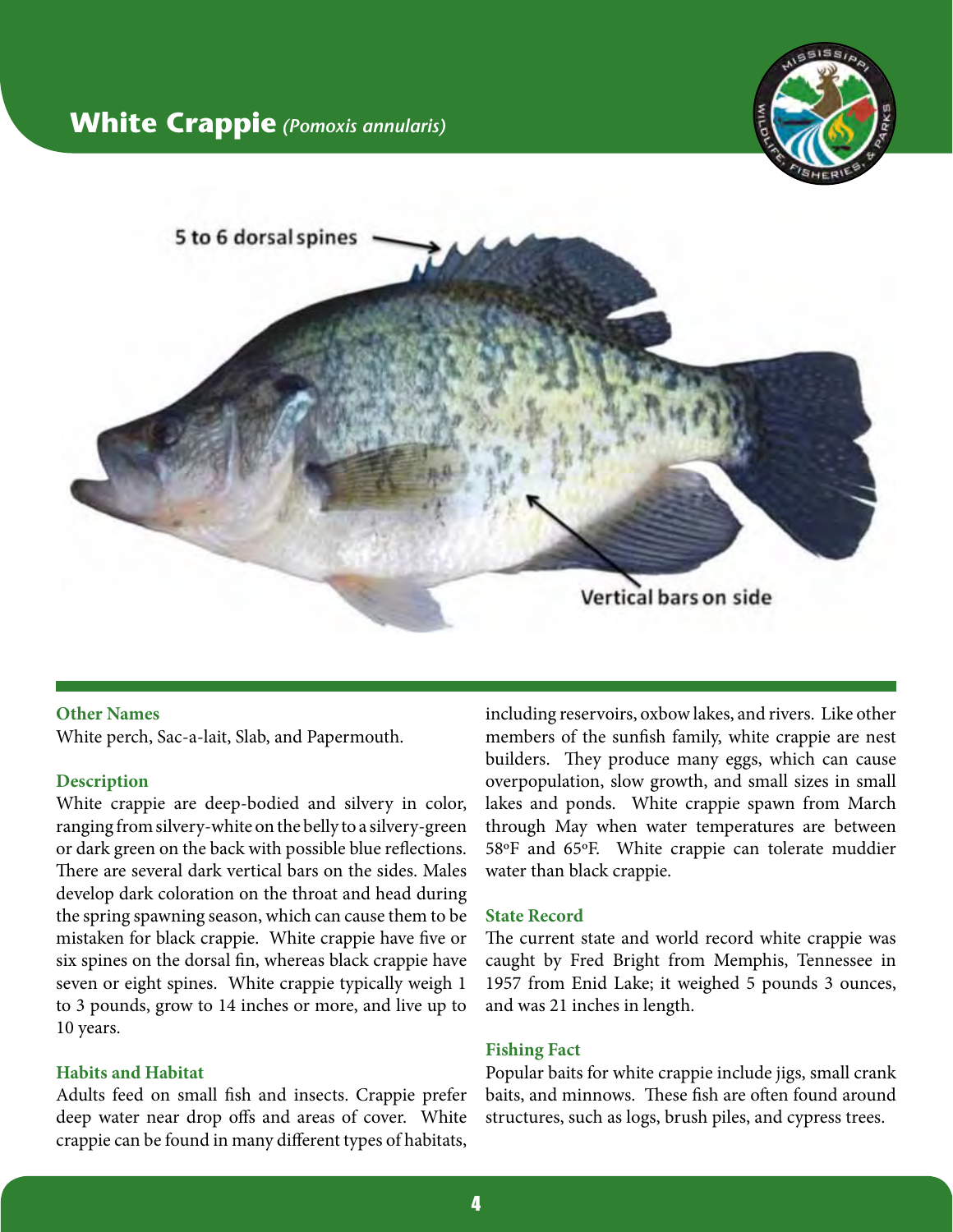# White Crappie *(Pomoxis annularis)*

5 to 6 dorsal spines

Vertical bars on side

### Other Names

White perch, Sac-a-lait, Slab, and Papermouth.

### Description

White crappie are deep-bodied and silvery in color, ranging from silvery-white on the belly to a silvery-green or dark green on the back with possible blue reflections. There are several dark vertical bars on the sides. Males develop dark coloration on the throat and head during the spring spawning season, which can cause them to be mistaken for black crappie. White crappie have five or six spines on the dorsal fin, whereas black crappie have seven or eight spines. White crappie typically weigh 1 to 3 pounds, grow to 14 inches or more, and live up to 10 years.

### Habits and Habitat

Adults feed on small fish and insects. Crappie prefer deep water near drop offs and areas of cover. White crappie can be found in many different types of habitats, including reservoirs, oxbow lakes, and rivers. Like other members of the sunfish family, white crappie are nest builders. They produce many eggs, which can cause overpopulation, slow growth, and small sizes in small lakes and ponds. White crappie spawn from March through May when water temperatures are between 58°F and 65°F. White crappie can tolerate muddier water than black crappie.

### State Record

The current state and world record white crappie was caught by Fred Bright from Memphis, Tennessee in 1957 from Enid Lake; it weighed 5 pounds 3 ounces, and was 21 inches in length.

### Fishing Fact

Popular baits for white crappie include jigs, small crank baits, and minnows. These fish are often found around structures, such as logs, brush piles, and cypress trees.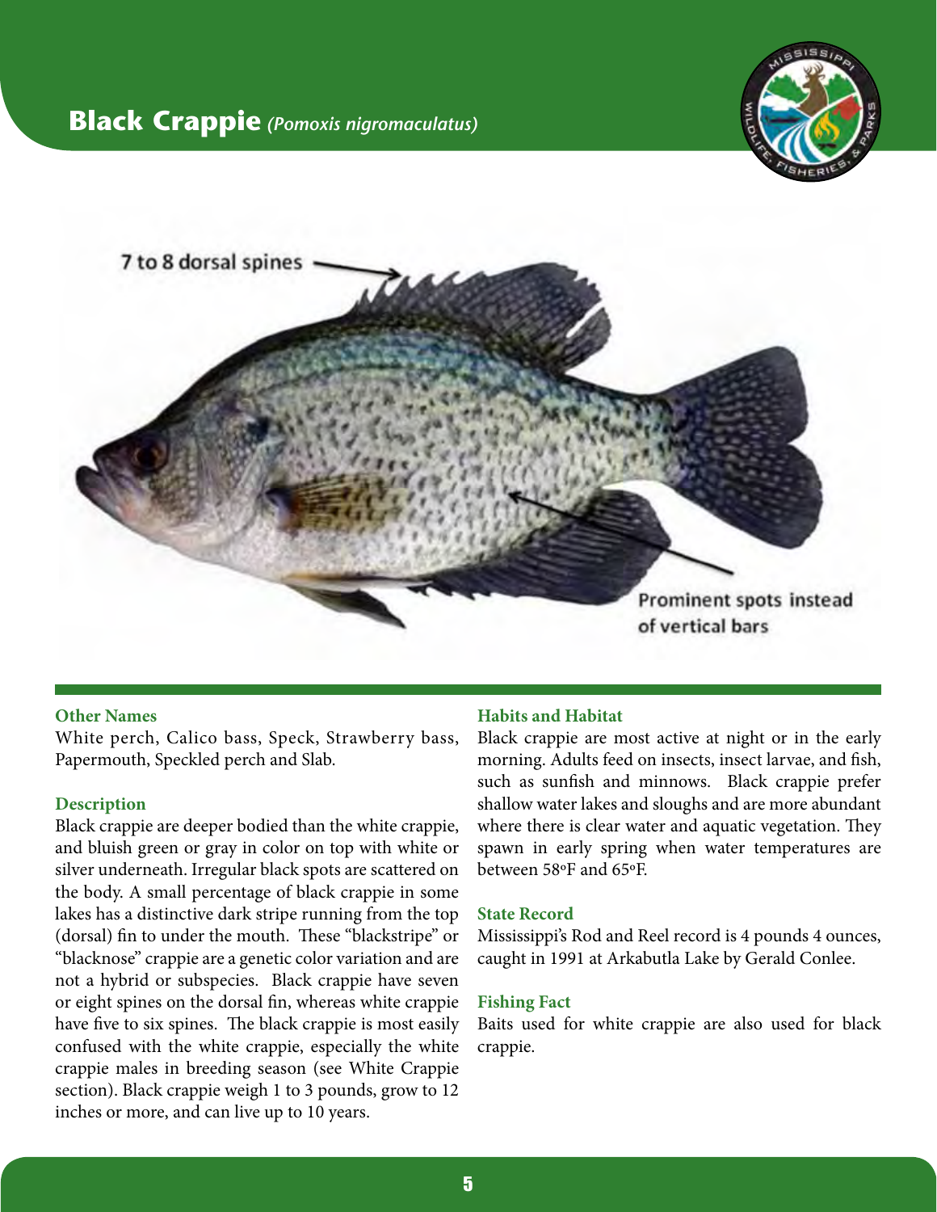# **Black Crappie** *(Pomoxis nigromaculatus)*

7 to 8 dorsal spines

Prominent spots instead of vertical bars

### Other Names

White perch, Calico bass, Speck, Strawberry bass, Papermouth, Speckled perch and Slab.

### Description

Black crappie are deeper bodied than the white crappie, and bluish green or gray in color on top with white or silver underneath. Irregular black spots are scattered on the body. A small percentage of black crappie in some lakes has a distinctive dark stripe running from the top (dorsal) fin to under the mouth. These "blackstripe" or "blacknose" crappie are a genetic color variation and are not a hybrid or subspecies. Black crappie have seven or eight spines on the dorsal fin, whereas white crappie have five to six spines. The black crappie is most easily confused with the white crappie, especially the white crappie males in breeding season (see White Crappie section). Black crappie weigh 1 to 3 pounds, grow to 12 inches or more, and can live up to 10 years.

### Habits and Habitat

Black crappie are most active at night or in the early morning. Adults feed on insects, insect larvae, and fish, such as sunfish and minnows. Black crappie prefer shallow water lakes and sloughs and are more abundant where there is clear water and aquatic vegetation. They spawn in early spring when water temperatures are between 58ºF and 65ºF.

### State Record

Mississippi's Rod and Reel record is 4 pounds 4 ounces, caught in 1991 at Arkabutla Lake by Gerald Conlee.

### Fishing Fact

Baits used for white crappie are also used for black crappie.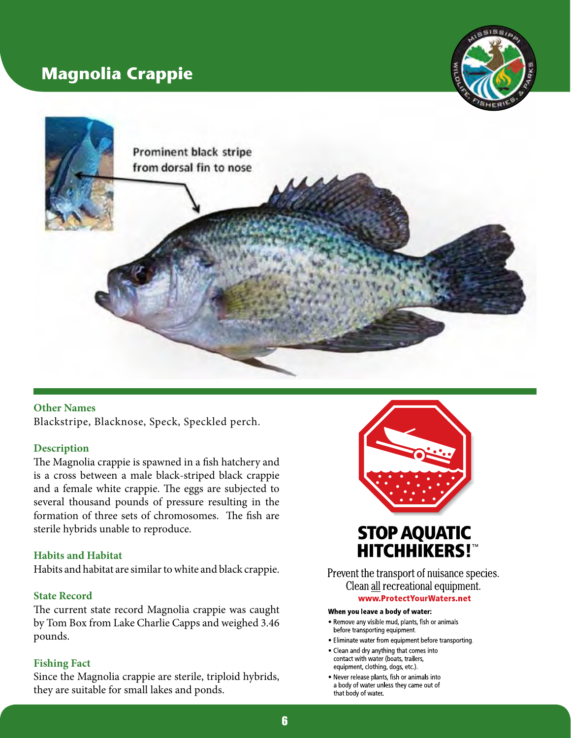# Magnolia Crappie

Prominent black stripe from dorsal fin to nose

### Other Names

Blackstripe, Blacknose, Speck, Speckled perch.

### Description

The Magnolia crappie is spawned in a fish hatchery and is a cross between a male black-striped black crappie and a female white crappie. The eggs are subjected to several thousand pounds of pressure resulting in the formation of three sets of chromosomes. The fish are sterile hybrids unable to reproduce.

### Habits and Habitat

Habits and habitat are similar to white and black crappie.

### State Record

The current state record Magnolia crappie was caught by Tom Box from Lake Charlie Capps and weighed 3.46 pounds.

### Fishing Fact

Since the Magnolia crappie are sterile, triploid hybrids, they are suitable for small lakes and ponds.

**STOP AQUATIC HITCHHIKERS!™**

Prevent the transport of nuisance species.
Clean all recreational equipment.
**www.ProtectYourWaters.net**

**When you leave a body of water:**

- Remove any visible mud, plants, fish or animals before transporting equipment.
- Eliminate water from equipment before transporting.
- Clean and dry anything that comes into contact with water (boats, trailers, equipment, clothing, dogs, etc.).
- Never release plants, fish or animals into a body of water unless they came out of that body of water.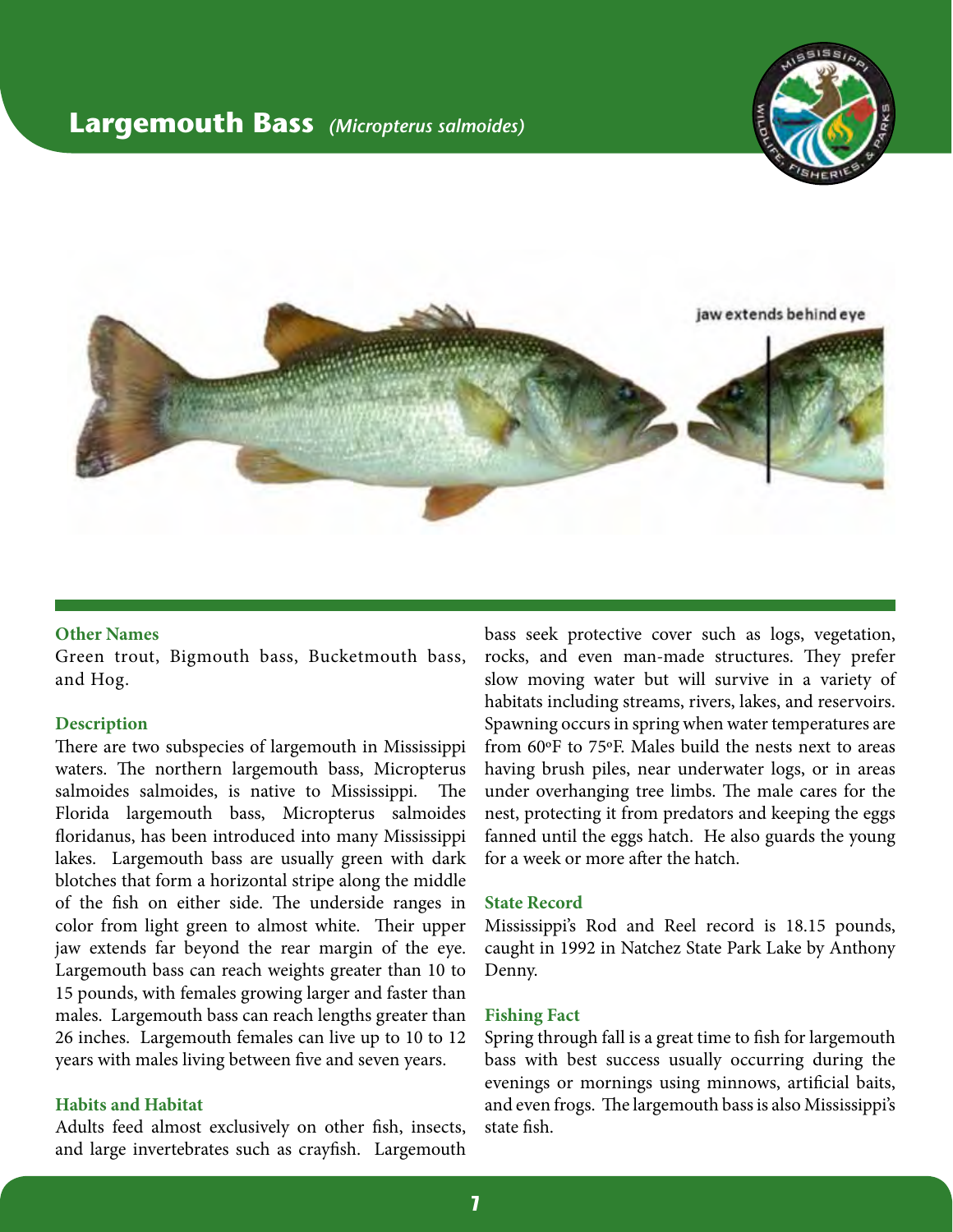# Largemouth Bass *(Micropterus salmoides)*

jaw extends behind eye

### Other Names

Green trout, Bigmouth bass, Bucketmouth bass, and Hog.

### Description

There are two subspecies of largemouth in Mississippi waters. The northern largemouth bass, Micropterus salmoides salmoides, is native to Mississippi. The Florida largemouth bass, Micropterus salmoides floridanus, has been introduced into many Mississippi lakes. Largemouth bass are usually green with dark blotches that form a horizontal stripe along the middle of the fish on either side. The underside ranges in color from light green to almost white. Their upper jaw extends far beyond the rear margin of the eye. Largemouth bass can reach weights greater than 10 to 15 pounds, with females growing larger and faster than males. Largemouth bass can reach lengths greater than 26 inches. Largemouth females can live up to 10 to 12 years with males living between five and seven years.

### Habits and Habitat

Adults feed almost exclusively on other fish, insects, and large invertebrates such as crayfish. Largemouth bass seek protective cover such as logs, vegetation, rocks, and even man-made structures. They prefer slow moving water but will survive in a variety of habitats including streams, rivers, lakes, and reservoirs. Spawning occurs in spring when water temperatures are from 60ºF to 75ºF. Males build the nests next to areas having brush piles, near underwater logs, or in areas under overhanging tree limbs. The male cares for the nest, protecting it from predators and keeping the eggs fanned until the eggs hatch. He also guards the young for a week or more after the hatch.

### State Record

Mississippi's Rod and Reel record is 18.15 pounds, caught in 1992 in Natchez State Park Lake by Anthony Denny.

### Fishing Fact

Spring through fall is a great time to fish for largemouth bass with best success usually occurring during the evenings or mornings using minnows, artificial baits, and even frogs. The largemouth bass is also Mississippi's state fish.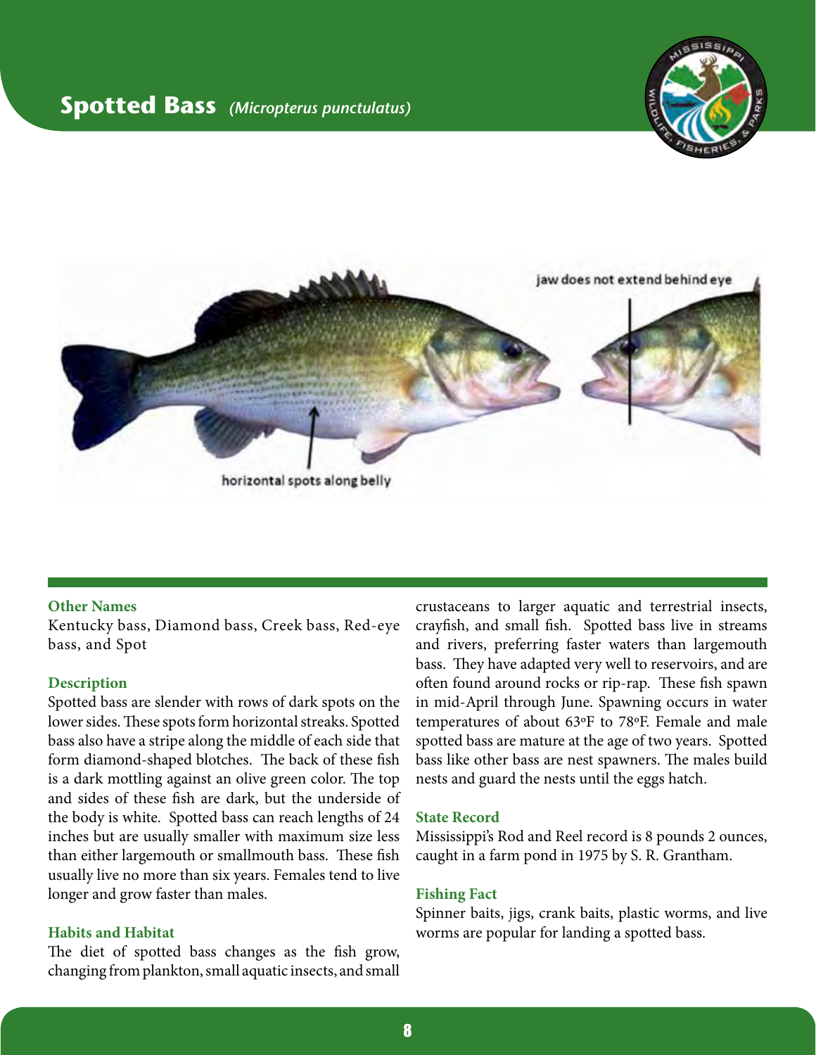# Spotted Bass *(Micropterus punctulatus)*

jaw does not extend behind eye

horizontal spots along belly

### Other Names

Kentucky bass, Diamond bass, Creek bass, Red-eye bass, and Spot

### Description

Spotted bass are slender with rows of dark spots on the lower sides. These spots form horizontal streaks. Spotted bass also have a stripe along the middle of each side that form diamond-shaped blotches. The back of these fish is a dark mottling against an olive green color. The top and sides of these fish are dark, but the underside of the body is white. Spotted bass can reach lengths of 24 inches but are usually smaller with maximum size less than either largemouth or smallmouth bass. These fish usually live no more than six years. Females tend to live longer and grow faster than males.

### Habits and Habitat

The diet of spotted bass changes as the fish grow, changing from plankton, small aquatic insects, and small crustaceans to larger aquatic and terrestrial insects, crayfish, and small fish. Spotted bass live in streams and rivers, preferring faster waters than largemouth bass. They have adapted very well to reservoirs, and are often found around rocks or rip-rap. These fish spawn in mid-April through June. Spawning occurs in water temperatures of about 63ºF to 78ºF. Female and male spotted bass are mature at the age of two years. Spotted bass like other bass are nest spawners. The males build nests and guard the nests until the eggs hatch.

### State Record

Mississippi's Rod and Reel record is 8 pounds 2 ounces, caught in a farm pond in 1975 by S. R. Grantham.

### Fishing Fact

Spinner baits, jigs, crank baits, plastic worms, and live worms are popular for landing a spotted bass.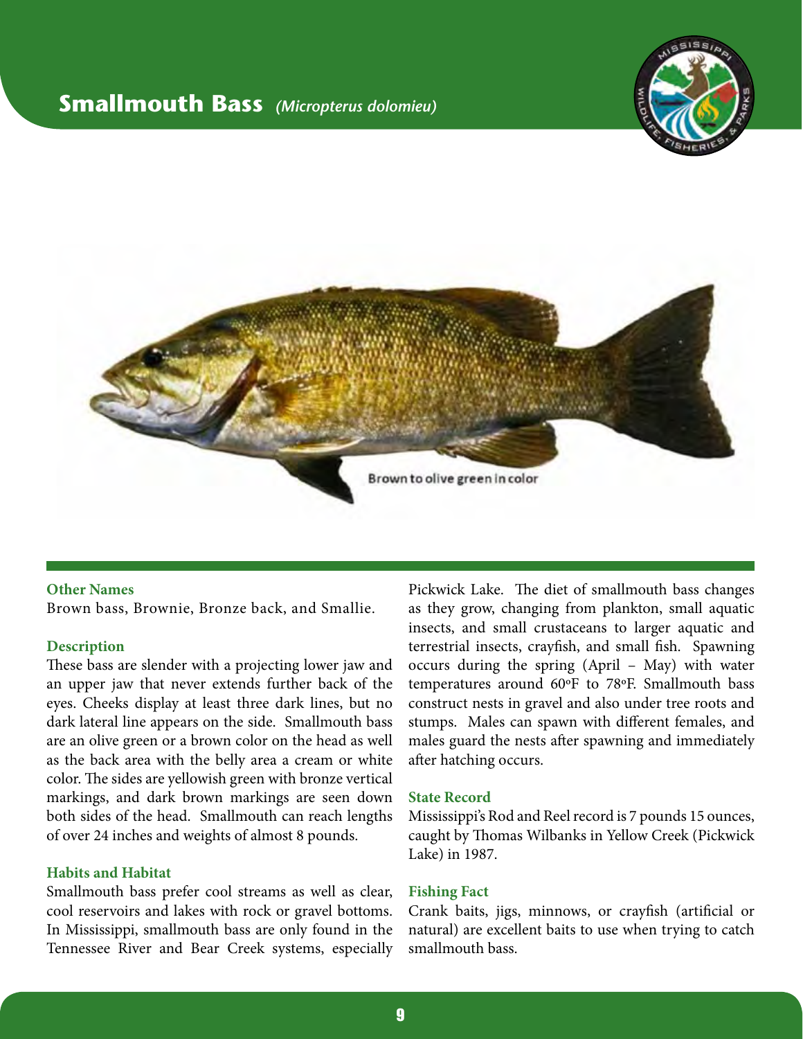# Smallmouth Bass *(Micropterus dolomieu)*

Brown to olive green in color

### Other Names

Brown bass, Brownie, Bronze back, and Smallie.

### Description

These bass are slender with a projecting lower jaw and an upper jaw that never extends further back of the eyes. Cheeks display at least three dark lines, but no dark lateral line appears on the side. Smallmouth bass are an olive green or a brown color on the head as well as the back area with the belly area a cream or white color. The sides are yellowish green with bronze vertical markings, and dark brown markings are seen down both sides of the head. Smallmouth can reach lengths of over 24 inches and weights of almost 8 pounds.

### Habits and Habitat

Smallmouth bass prefer cool streams as well as clear, cool reservoirs and lakes with rock or gravel bottoms. In Mississippi, smallmouth bass are only found in the Tennessee River and Bear Creek systems, especially Pickwick Lake. The diet of smallmouth bass changes as they grow, changing from plankton, small aquatic insects, and small crustaceans to larger aquatic and terrestrial insects, crayfish, and small fish. Spawning occurs during the spring (April – May) with water temperatures around 60ºF to 78ºF. Smallmouth bass construct nests in gravel and also under tree roots and stumps. Males can spawn with different females, and males guard the nests after spawning and immediately after hatching occurs.

### State Record

Mississippi's Rod and Reel record is 7 pounds 15 ounces, caught by Thomas Wilbanks in Yellow Creek (Pickwick Lake) in 1987.

### Fishing Fact

Crank baits, jigs, minnows, or crayfish (artificial or natural) are excellent baits to use when trying to catch smallmouth bass.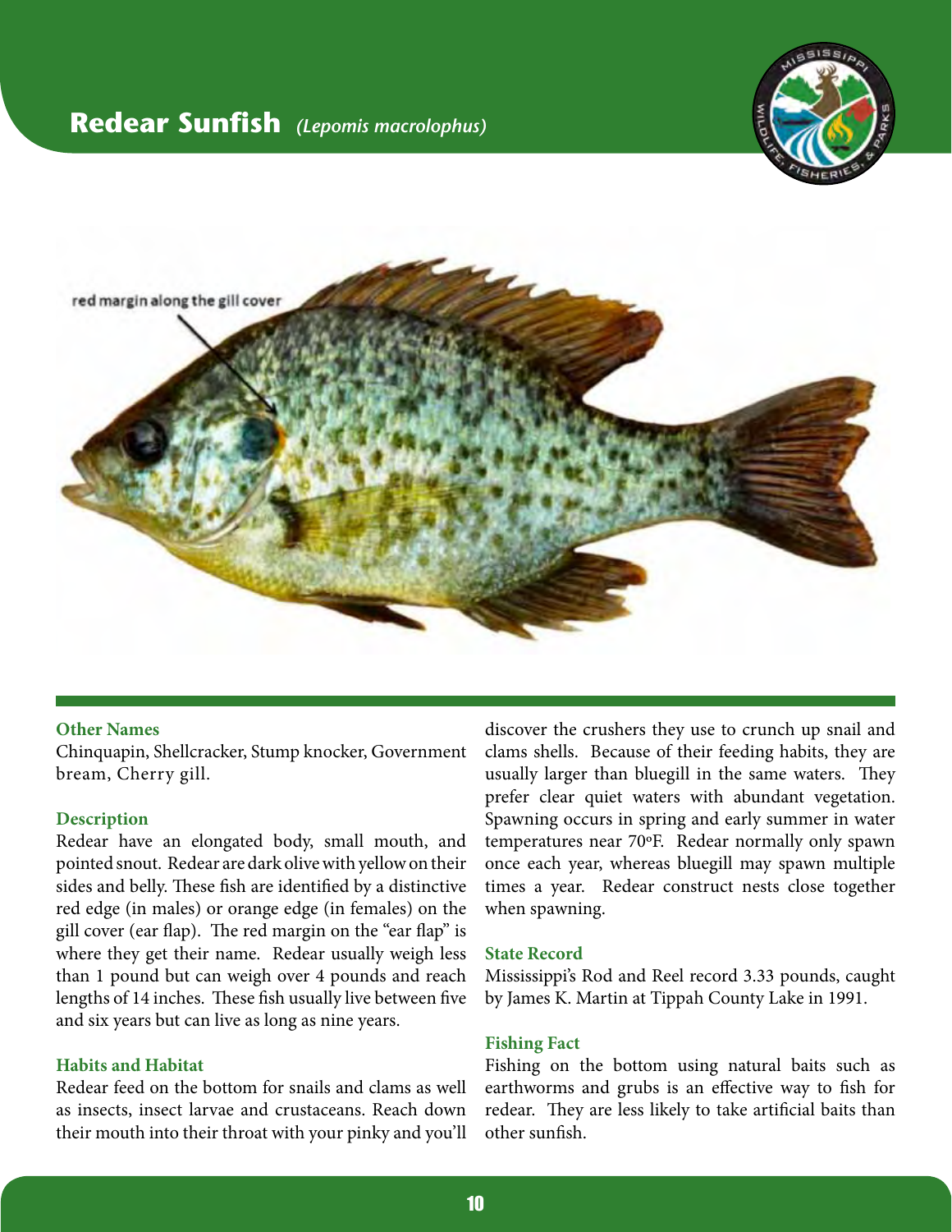# Redear Sunfish *(Lepomis macrolophus)*

red margin along the gill cover

### Other Names

Chinquapin, Shellcracker, Stump knocker, Government bream, Cherry gill.

### Description

Redear have an elongated body, small mouth, and pointed snout. Redear are dark olive with yellow on their sides and belly. These fish are identified by a distinctive red edge (in males) or orange edge (in females) on the gill cover (ear flap). The red margin on the "ear flap" is where they get their name. Redear usually weigh less than 1 pound but can weigh over 4 pounds and reach lengths of 14 inches. These fish usually live between five and six years but can live as long as nine years.

### Habits and Habitat

Redear feed on the bottom for snails and clams as well as insects, insect larvae and crustaceans. Reach down their mouth into their throat with your pinky and you'll discover the crushers they use to crunch up snail and clams shells. Because of their feeding habits, they are usually larger than bluegill in the same waters. They prefer clear quiet waters with abundant vegetation. Spawning occurs in spring and early summer in water temperatures near 70°F. Redear normally only spawn once each year, whereas bluegill may spawn multiple times a year. Redear construct nests close together when spawning.

### State Record

Mississippi's Rod and Reel record 3.33 pounds, caught by James K. Martin at Tippah County Lake in 1991.

### Fishing Fact

Fishing on the bottom using natural baits such as earthworms and grubs is an effective way to fish for redear. They are less likely to take artificial baits than other sunfish.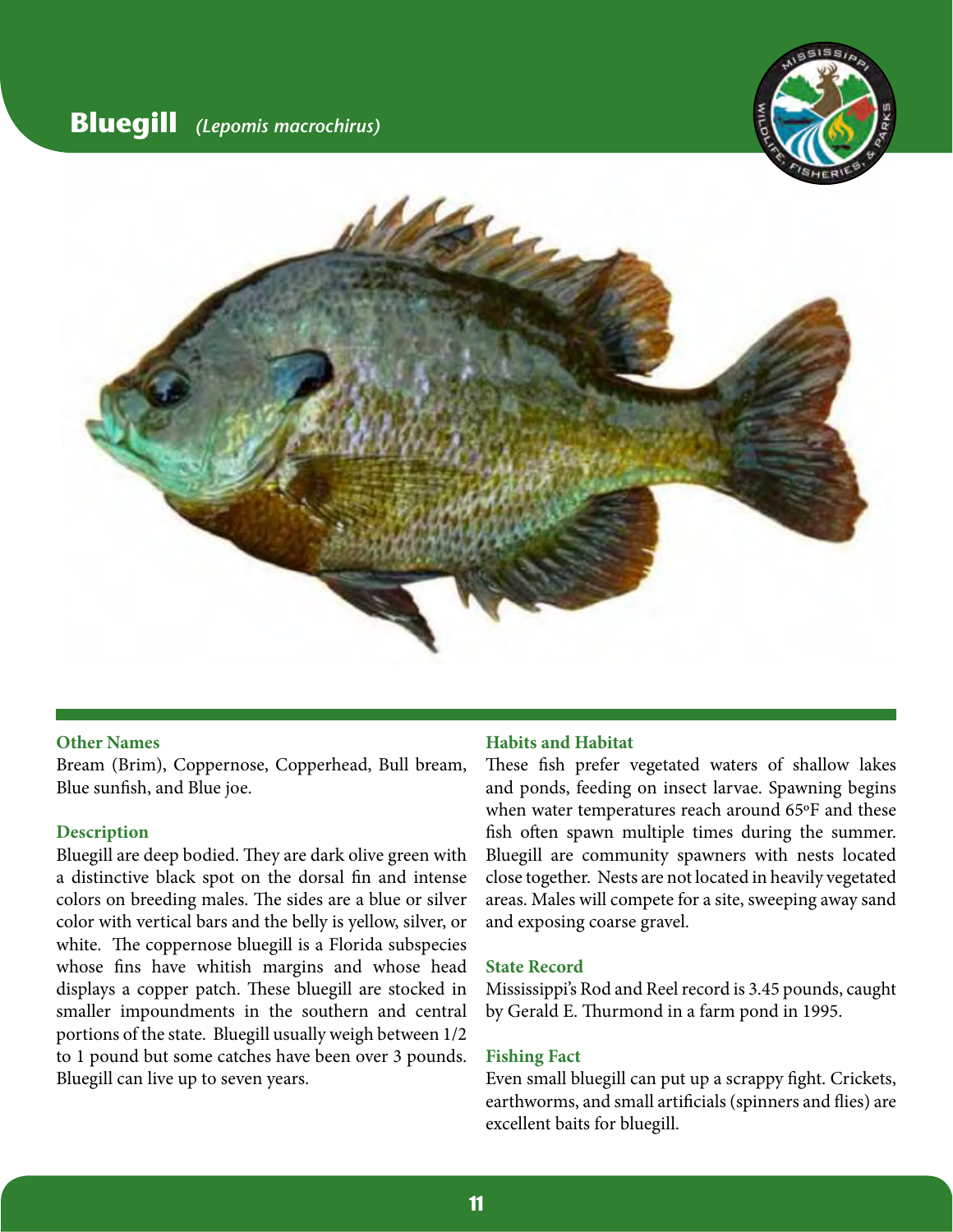# Bluegill *(Lepomis macrochirus)*

### Other Names

Bream (Brim), Coppernose, Copperhead, Bull bream, Blue sunfish, and Blue joe.

### Description

Bluegill are deep bodied. They are dark olive green with a distinctive black spot on the dorsal fin and intense colors on breeding males. The sides are a blue or silver color with vertical bars and the belly is yellow, silver, or white. The coppernose bluegill is a Florida subspecies whose fins have whitish margins and whose head displays a copper patch. These bluegill are stocked in smaller impoundments in the southern and central portions of the state. Bluegill usually weigh between 1/2 to 1 pound but some catches have been over 3 pounds. Bluegill can live up to seven years.

### Habits and Habitat

These fish prefer vegetated waters of shallow lakes and ponds, feeding on insect larvae. Spawning begins when water temperatures reach around 65ºF and these fish often spawn multiple times during the summer. Bluegill are community spawners with nests located close together. Nests are not located in heavily vegetated areas. Males will compete for a site, sweeping away sand and exposing coarse gravel.

### State Record

Mississippi's Rod and Reel record is 3.45 pounds, caught by Gerald E. Thurmond in a farm pond in 1995.

### Fishing Fact

Even small bluegill can put up a scrappy fight. Crickets, earthworms, and small artificials (spinners and flies) are excellent baits for bluegill.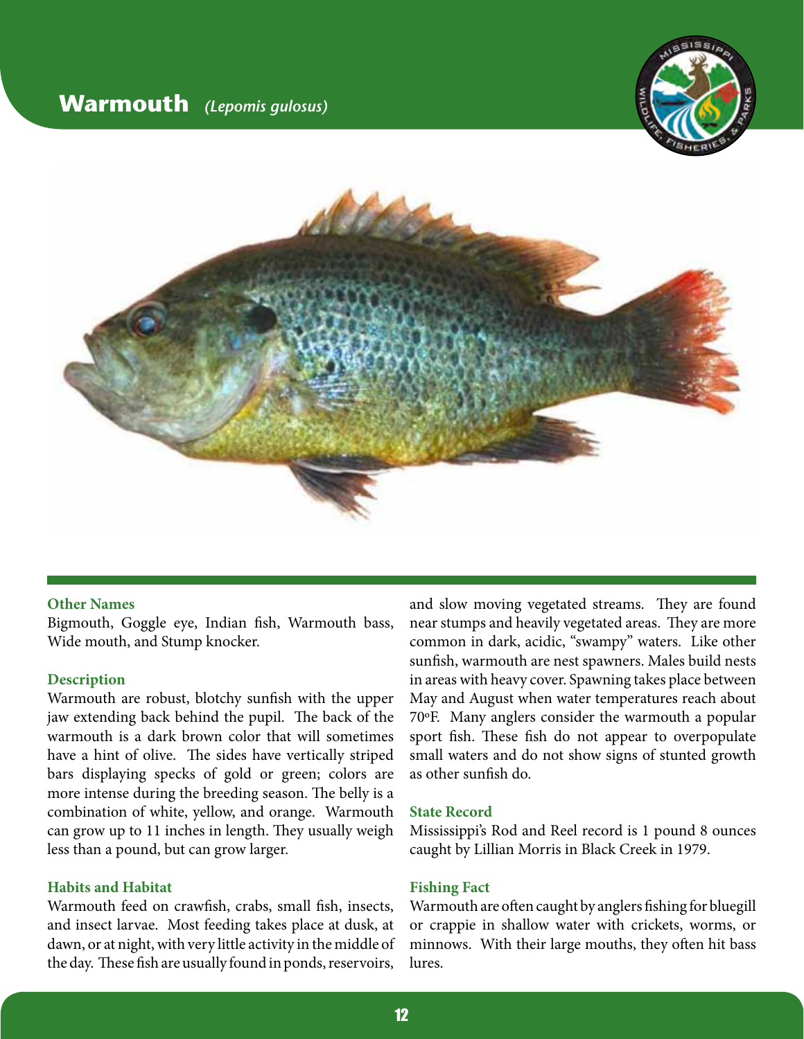# Warmouth *(Lepomis gulosus)*

### Other Names

Bigmouth, Goggle eye, Indian fish, Warmouth bass, Wide mouth, and Stump knocker.

### Description

Warmouth are robust, blotchy sunfish with the upper jaw extending back behind the pupil. The back of the warmouth is a dark brown color that will sometimes have a hint of olive. The sides have vertically striped bars displaying specks of gold or green; colors are more intense during the breeding season. The belly is a combination of white, yellow, and orange. Warmouth can grow up to 11 inches in length. They usually weigh less than a pound, but can grow larger.

### Habits and Habitat

Warmouth feed on crawfish, crabs, small fish, insects, and insect larvae. Most feeding takes place at dusk, at dawn, or at night, with very little activity in the middle of the day. These fish are usually found in ponds, reservoirs, and slow moving vegetated streams. They are found near stumps and heavily vegetated areas. They are more common in dark, acidic, "swampy" waters. Like other sunfish, warmouth are nest spawners. Males build nests in areas with heavy cover. Spawning takes place between May and August when water temperatures reach about 70°F. Many anglers consider the warmouth a popular sport fish. These fish do not appear to overpopulate small waters and do not show signs of stunted growth as other sunfish do.

### State Record

Mississippi's Rod and Reel record is 1 pound 8 ounces caught by Lillian Morris in Black Creek in 1979.

### Fishing Fact

Warmouth are often caught by anglers fishing for bluegill or crappie in shallow water with crickets, worms, or minnows. With their large mouths, they often hit bass lures.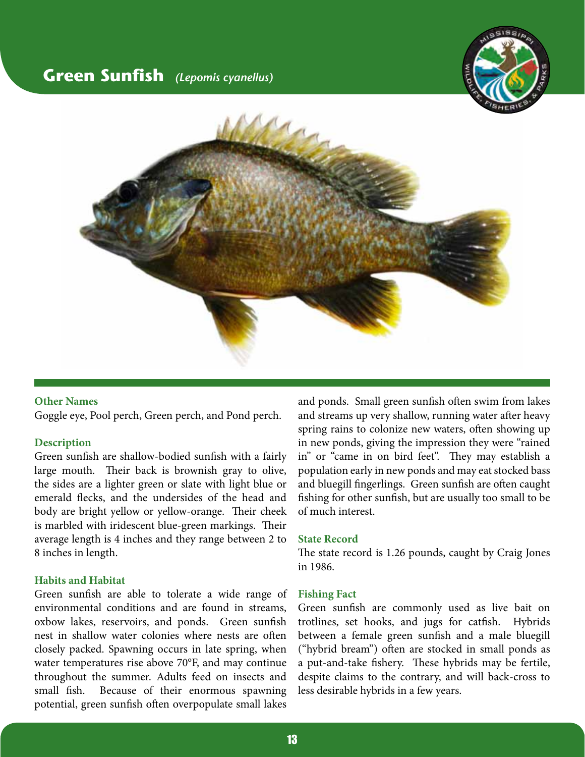# Green Sunfish *(Lepomis cyanellus)*

### Other Names

Goggle eye, Pool perch, Green perch, and Pond perch.

### Description

Green sunfish are shallow-bodied sunfish with a fairly large mouth. Their back is brownish gray to olive, the sides are a lighter green or slate with light blue or emerald flecks, and the undersides of the head and body are bright yellow or yellow-orange. Their cheek is marbled with iridescent blue-green markings. Their average length is 4 inches and they range between 2 to 8 inches in length.

### Habits and Habitat

Green sunfish are able to tolerate a wide range of environmental conditions and are found in streams, oxbow lakes, reservoirs, and ponds. Green sunfish nest in shallow water colonies where nests are often closely packed. Spawning occurs in late spring, when water temperatures rise above 70°F, and may continue throughout the summer. Adults feed on insects and small fish. Because of their enormous spawning potential, green sunfish often overpopulate small lakes and ponds. Small green sunfish often swim from lakes and streams up very shallow, running water after heavy spring rains to colonize new waters, often showing up in new ponds, giving the impression they were "rained in" or "came in on bird feet". They may establish a population early in new ponds and may eat stocked bass and bluegill fingerlings. Green sunfish are often caught fishing for other sunfish, but are usually too small to be of much interest.

### State Record

The state record is 1.26 pounds, caught by Craig Jones in 1986.

### Fishing Fact

Green sunfish are commonly used as live bait on trotlines, set hooks, and jugs for catfish. Hybrids between a female green sunfish and a male bluegill ("hybrid bream") often are stocked in small ponds as a put-and-take fishery. These hybrids may be fertile, despite claims to the contrary, and will back-cross to less desirable hybrids in a few years.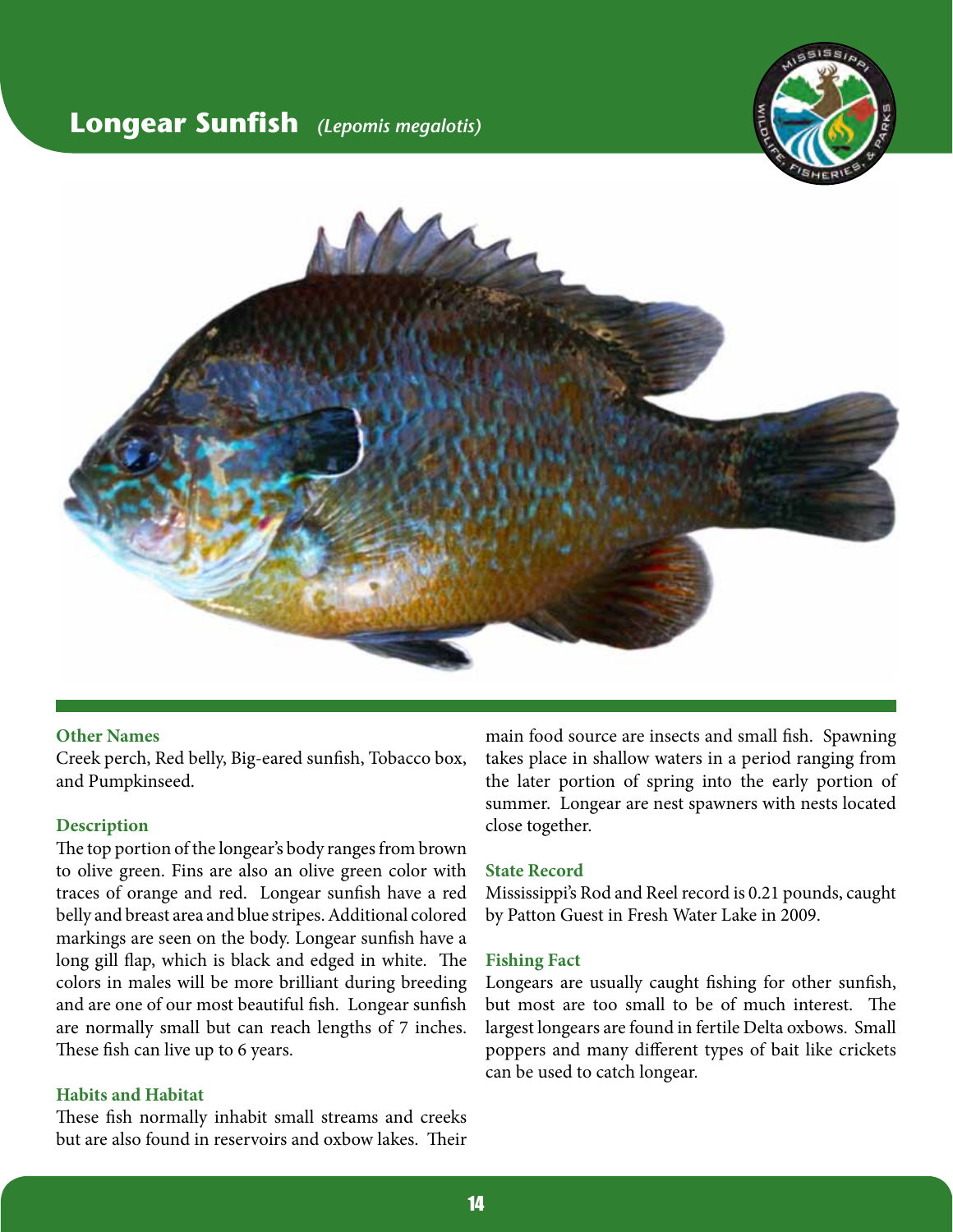# Longear Sunfish *(Lepomis megalotis)*

### Other Names

Creek perch, Red belly, Big-eared sunfish, Tobacco box, and Pumpkinseed.

### Description

The top portion of the longear's body ranges from brown to olive green. Fins are also an olive green color with traces of orange and red. Longear sunfish have a red belly and breast area and blue stripes. Additional colored markings are seen on the body. Longear sunfish have a long gill flap, which is black and edged in white. The colors in males will be more brilliant during breeding and are one of our most beautiful fish. Longear sunfish are normally small but can reach lengths of 7 inches. These fish can live up to 6 years.

### Habits and Habitat

These fish normally inhabit small streams and creeks but are also found in reservoirs and oxbow lakes. Their main food source are insects and small fish. Spawning takes place in shallow waters in a period ranging from the later portion of spring into the early portion of summer. Longear are nest spawners with nests located close together.

### State Record

Mississippi's Rod and Reel record is 0.21 pounds, caught by Patton Guest in Fresh Water Lake in 2009.

### Fishing Fact

Longears are usually caught fishing for other sunfish, but most are too small to be of much interest. The largest longears are found in fertile Delta oxbows. Small poppers and many different types of bait like crickets can be used to catch longear.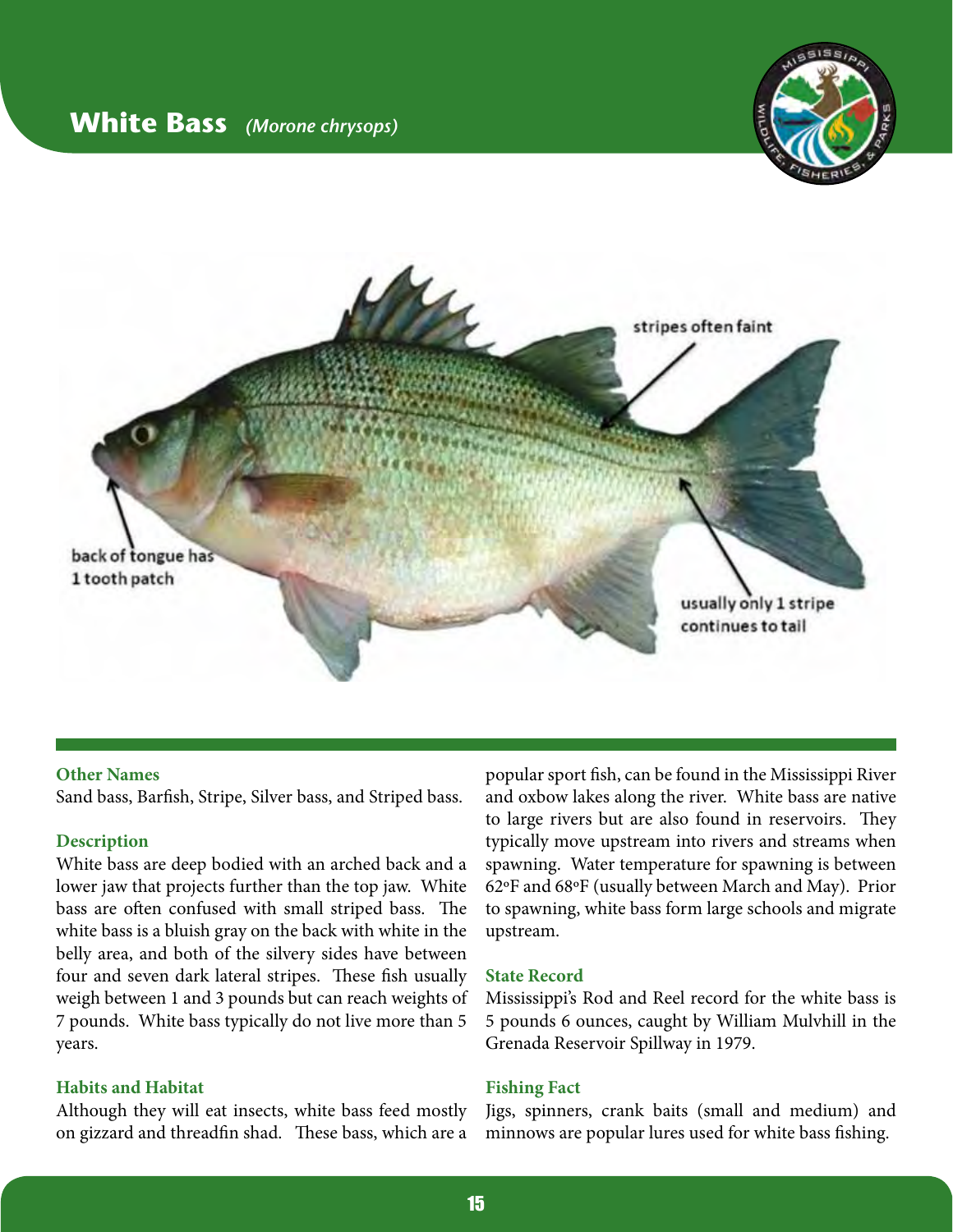# White Bass *(Morone chrysops)*

stripes often faint

back of tongue has 1 tooth patch

usually only 1 stripe continues to tail

## Other Names

Sand bass, Barfish, Stripe, Silver bass, and Striped bass.

## Description

White bass are deep bodied with an arched back and a lower jaw that projects further than the top jaw. White bass are often confused with small striped bass. The white bass is a bluish gray on the back with white in the belly area, and both of the silvery sides have between four and seven dark lateral stripes. These fish usually weigh between 1 and 3 pounds but can reach weights of 7 pounds. White bass typically do not live more than 5 years.

## Habits and Habitat

Although they will eat insects, white bass feed mostly on gizzard and threadfin shad. These bass, which are a popular sport fish, can be found in the Mississippi River and oxbow lakes along the river. White bass are native to large rivers but are also found in reservoirs. They typically move upstream into rivers and streams when spawning. Water temperature for spawning is between 62ºF and 68ºF (usually between March and May). Prior to spawning, white bass form large schools and migrate upstream.

## State Record

Mississippi's Rod and Reel record for the white bass is 5 pounds 6 ounces, caught by William Mulvhill in the Grenada Reservoir Spillway in 1979.

## Fishing Fact

Jigs, spinners, crank baits (small and medium) and minnows are popular lures used for white bass fishing.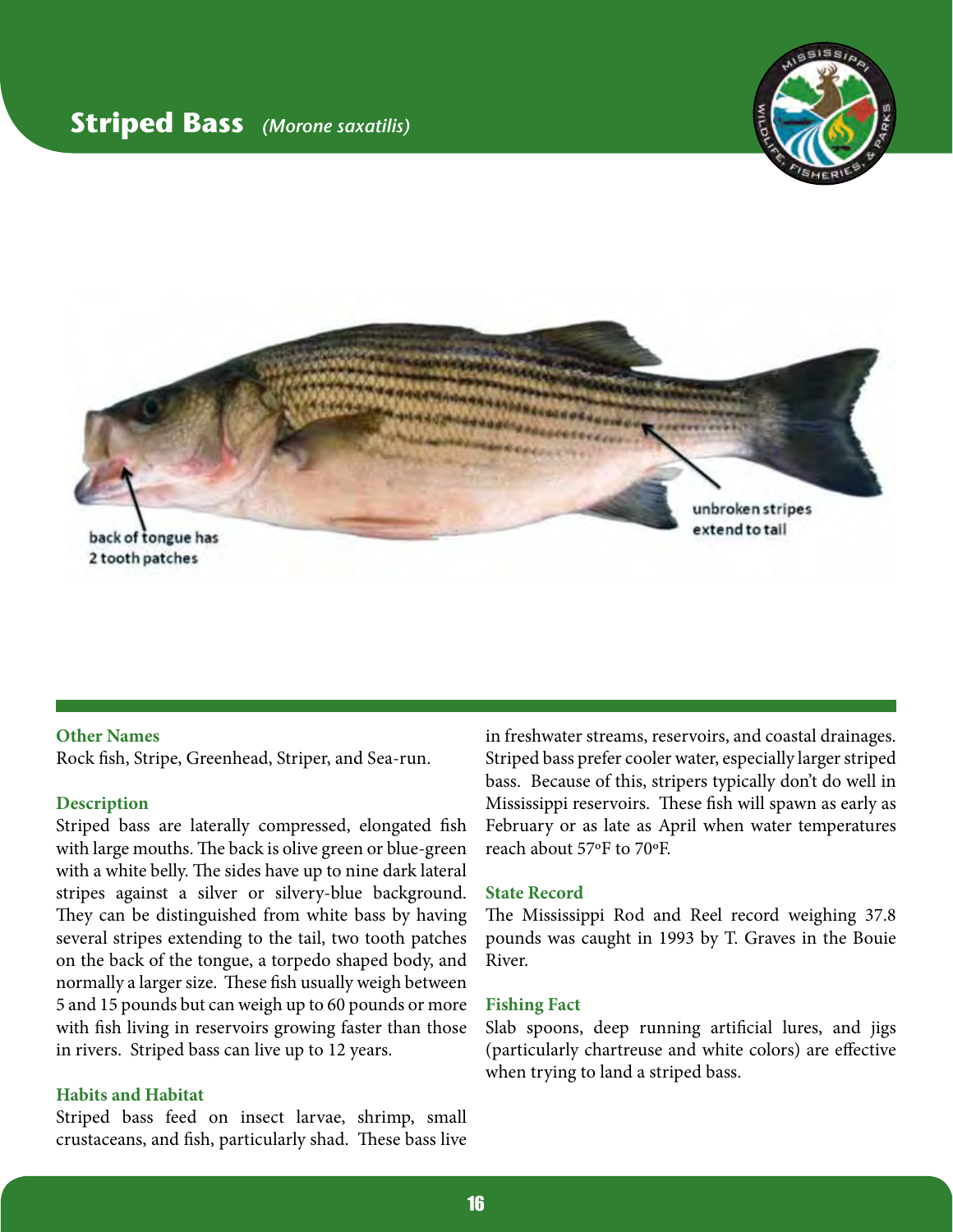# Striped Bass *(Morone saxatilis)*

back of tongue has 2 tooth patches

unbroken stripes extend to tail

### Other Names

Rock fish, Stripe, Greenhead, Striper, and Sea-run.

### Description

Striped bass are laterally compressed, elongated fish with large mouths. The back is olive green or blue-green with a white belly. The sides have up to nine dark lateral stripes against a silver or silvery-blue background. They can be distinguished from white bass by having several stripes extending to the tail, two tooth patches on the back of the tongue, a torpedo shaped body, and normally a larger size. These fish usually weigh between 5 and 15 pounds but can weigh up to 60 pounds or more with fish living in reservoirs growing faster than those in rivers. Striped bass can live up to 12 years.

### Habits and Habitat

Striped bass feed on insect larvae, shrimp, small crustaceans, and fish, particularly shad. These bass live in freshwater streams, reservoirs, and coastal drainages. Striped bass prefer cooler water, especially larger striped bass. Because of this, stripers typically don't do well in Mississippi reservoirs. These fish will spawn as early as February or as late as April when water temperatures reach about 57ºF to 70ºF.

### State Record

The Mississippi Rod and Reel record weighing 37.8 pounds was caught in 1993 by T. Graves in the Bouie River.

### Fishing Fact

Slab spoons, deep running artificial lures, and jigs (particularly chartreuse and white colors) are effective when trying to land a striped bass.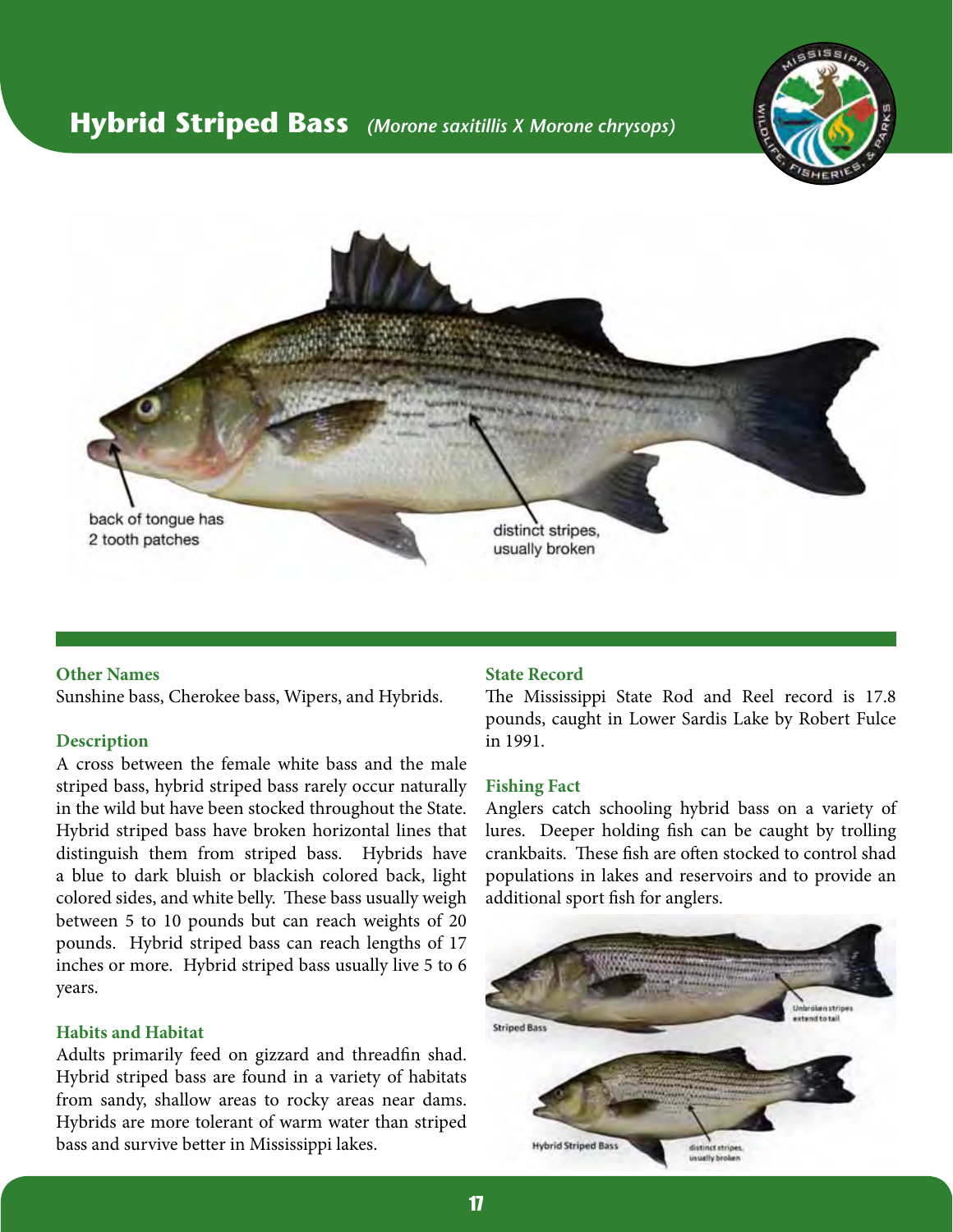# Hybrid Striped Bass *(Morone saxitillis X Morone chrysops)*

back of tongue has 2 tooth patches

distinct stripes, usually broken

### Other Names

Sunshine bass, Cherokee bass, Wipers, and Hybrids.

### Description

A cross between the female white bass and the male striped bass, hybrid striped bass rarely occur naturally in the wild but have been stocked throughout the State. Hybrid striped bass have broken horizontal lines that distinguish them from striped bass. Hybrids have a blue to dark bluish or blackish colored back, light colored sides, and white belly. These bass usually weigh between 5 to 10 pounds but can reach weights of 20 pounds. Hybrid striped bass can reach lengths of 17 inches or more. Hybrid striped bass usually live 5 to 6 years.

### Habits and Habitat

Adults primarily feed on gizzard and threadfin shad. Hybrid striped bass are found in a variety of habitats from sandy, shallow areas to rocky areas near dams. Hybrids are more tolerant of warm water than striped bass and survive better in Mississippi lakes.

### State Record

The Mississippi State Rod and Reel record is 17.8 pounds, caught in Lower Sardis Lake by Robert Fulce in 1991.

### Fishing Fact

Anglers catch schooling hybrid bass on a variety of lures. Deeper holding fish can be caught by trolling crankbaits. These fish are often stocked to control shad populations in lakes and reservoirs and to provide an additional sport fish for anglers.

Striped Bass — Unbroken stripes extend to tail

Hybrid Striped Bass — distinct stripes, usually broken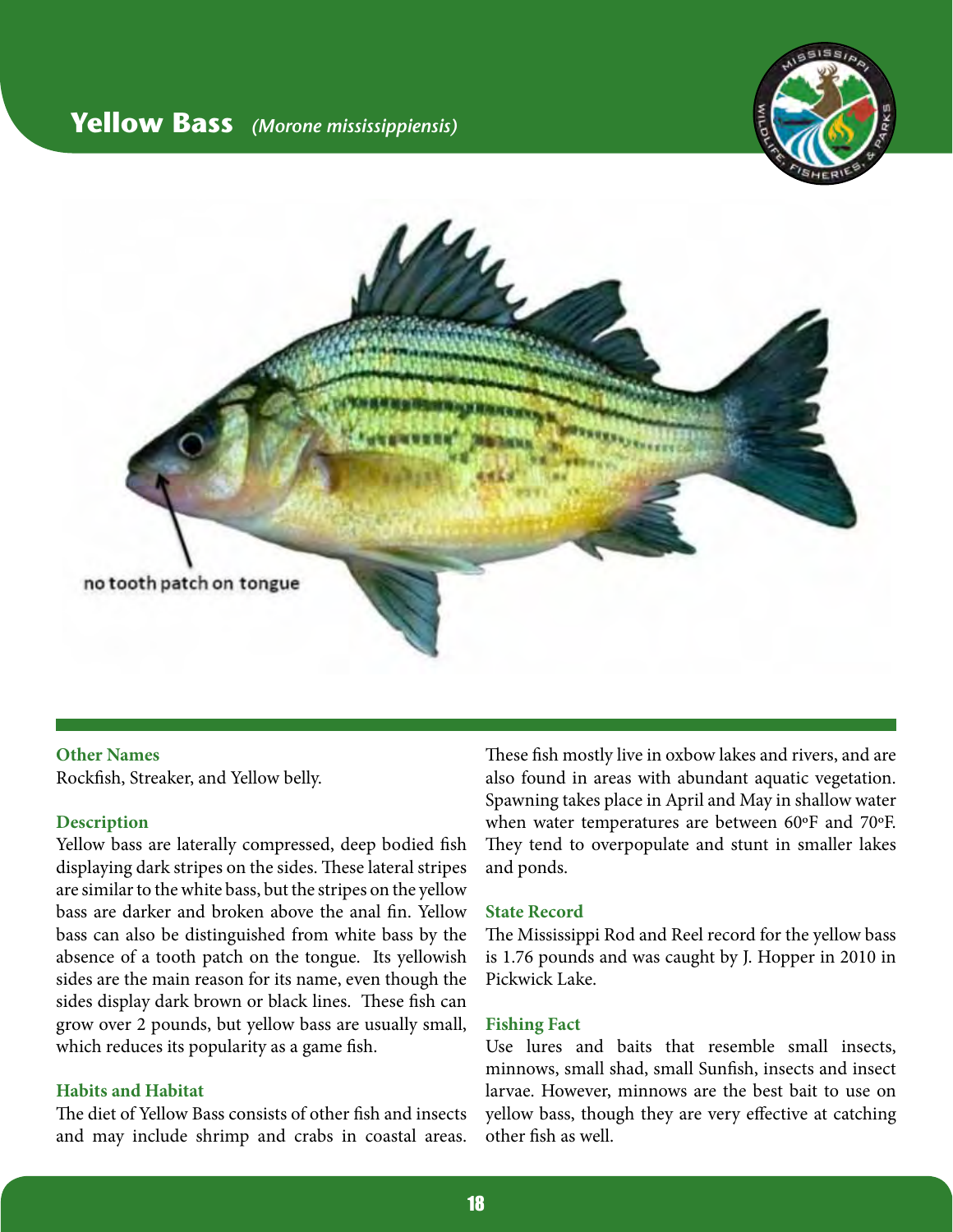# Yellow Bass *(Morone mississippiensis)*

no tooth patch on tongue

### Other Names

Rockfish, Streaker, and Yellow belly.

### Description

Yellow bass are laterally compressed, deep bodied fish displaying dark stripes on the sides. These lateral stripes are similar to the white bass, but the stripes on the yellow bass are darker and broken above the anal fin. Yellow bass can also be distinguished from white bass by the absence of a tooth patch on the tongue. Its yellowish sides are the main reason for its name, even though the sides display dark brown or black lines. These fish can grow over 2 pounds, but yellow bass are usually small, which reduces its popularity as a game fish.

### Habits and Habitat

The diet of Yellow Bass consists of other fish and insects and may include shrimp and crabs in coastal areas. These fish mostly live in oxbow lakes and rivers, and are also found in areas with abundant aquatic vegetation. Spawning takes place in April and May in shallow water when water temperatures are between 60ºF and 70ºF. They tend to overpopulate and stunt in smaller lakes and ponds.

### State Record

The Mississippi Rod and Reel record for the yellow bass is 1.76 pounds and was caught by J. Hopper in 2010 in Pickwick Lake.

### Fishing Fact

Use lures and baits that resemble small insects, minnows, small shad, small Sunfish, insects and insect larvae. However, minnows are the best bait to use on yellow bass, though they are very effective at catching other fish as well.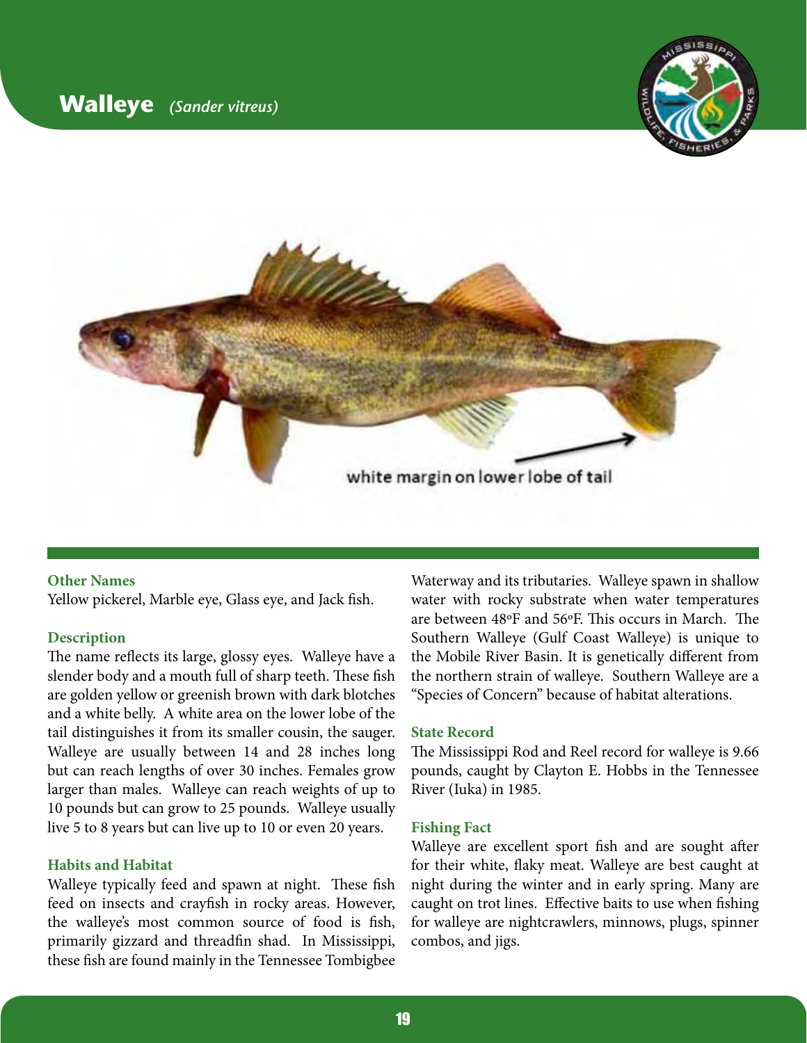# Walleye *(Sander vitreus)*

white margin on lower lobe of tail

### Other Names

Yellow pickerel, Marble eye, Glass eye, and Jack fish.

### Description

The name reflects its large, glossy eyes. Walleye have a slender body and a mouth full of sharp teeth. These fish are golden yellow or greenish brown with dark blotches and a white belly. A white area on the lower lobe of the tail distinguishes it from its smaller cousin, the sauger. Walleye are usually between 14 and 28 inches long but can reach lengths of over 30 inches. Females grow larger than males. Walleye can reach weights of up to 10 pounds but can grow to 25 pounds. Walleye usually live 5 to 8 years but can live up to 10 or even 20 years.

### Habits and Habitat

Walleye typically feed and spawn at night. These fish feed on insects and crayfish in rocky areas. However, the walleye's most common source of food is fish, primarily gizzard and threadfin shad. In Mississippi, these fish are found mainly in the Tennessee Tombigbee Waterway and its tributaries. Walleye spawn in shallow water with rocky substrate when water temperatures are between 48ºF and 56ºF. This occurs in March. The Southern Walleye (Gulf Coast Walleye) is unique to the Mobile River Basin. It is genetically different from the northern strain of walleye. Southern Walleye are a "Species of Concern" because of habitat alterations.

### State Record

The Mississippi Rod and Reel record for walleye is 9.66 pounds, caught by Clayton E. Hobbs in the Tennessee River (Iuka) in 1985.

### Fishing Fact

Walleye are excellent sport fish and are sought after for their white, flaky meat. Walleye are best caught at night during the winter and in early spring. Many are caught on trot lines. Effective baits to use when fishing for walleye are nightcrawlers, minnows, plugs, spinner combos, and jigs.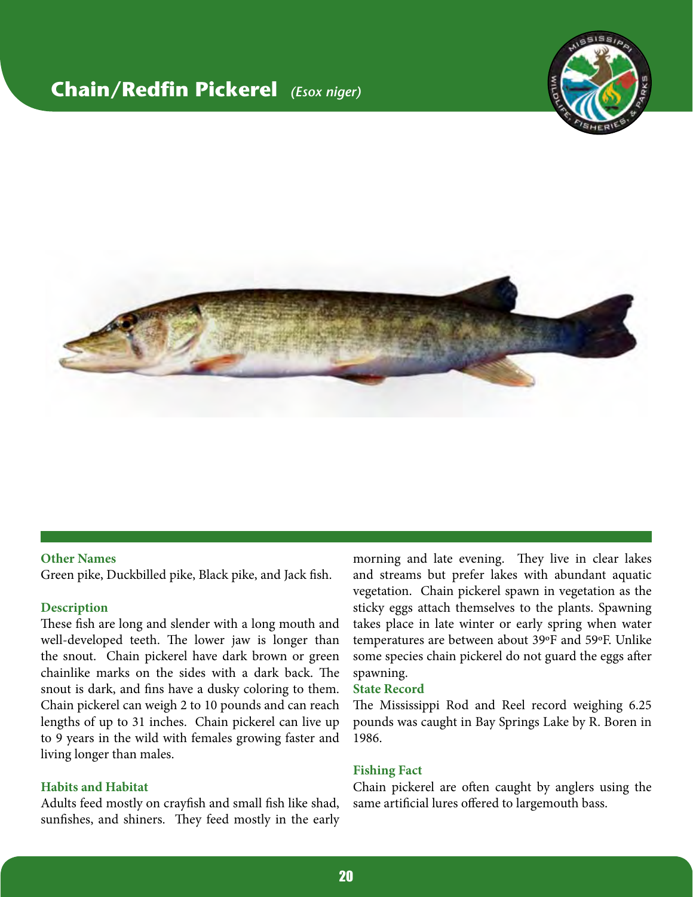# Chain/Redfin Pickerel *(Esox niger)*

### Other Names

Green pike, Duckbilled pike, Black pike, and Jack fish.

### Description

These fish are long and slender with a long mouth and well-developed teeth. The lower jaw is longer than the snout. Chain pickerel have dark brown or green chainlike marks on the sides with a dark back. The snout is dark, and fins have a dusky coloring to them. Chain pickerel can weigh 2 to 10 pounds and can reach lengths of up to 31 inches. Chain pickerel can live up to 9 years in the wild with females growing faster and living longer than males.

### Habits and Habitat

Adults feed mostly on crayfish and small fish like shad, sunfishes, and shiners. They feed mostly in the early morning and late evening. They live in clear lakes and streams but prefer lakes with abundant aquatic vegetation. Chain pickerel spawn in vegetation as the sticky eggs attach themselves to the plants. Spawning takes place in late winter or early spring when water temperatures are between about 39ºF and 59ºF. Unlike some species chain pickerel do not guard the eggs after spawning.

### State Record

The Mississippi Rod and Reel record weighing 6.25 pounds was caught in Bay Springs Lake by R. Boren in 1986.

### Fishing Fact

Chain pickerel are often caught by anglers using the same artificial lures offered to largemouth bass.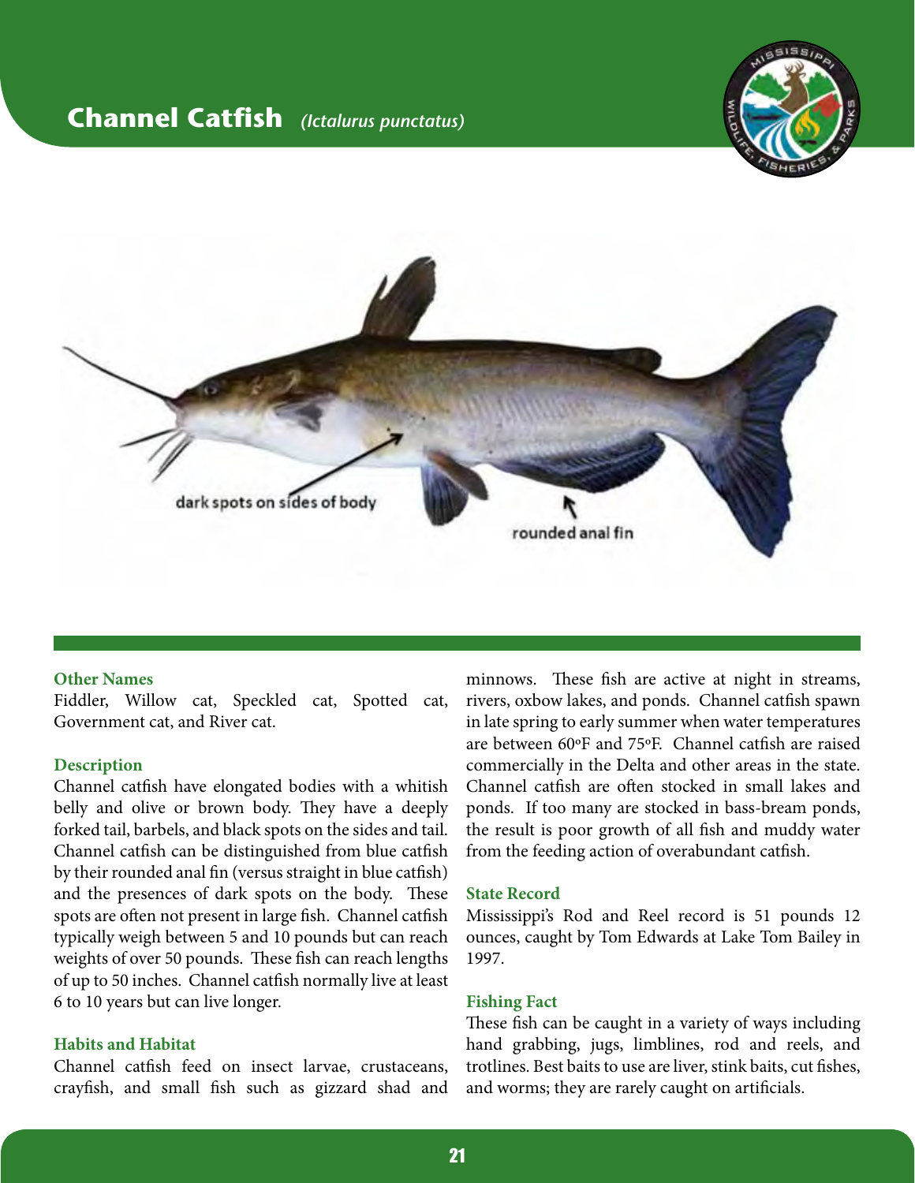# Channel Catfish *(Ictalurus punctatus)*

dark spots on sides of body

rounded anal fin

### Other Names

Fiddler, Willow cat, Speckled cat, Spotted cat, Government cat, and River cat.

### Description

Channel catfish have elongated bodies with a whitish belly and olive or brown body. They have a deeply forked tail, barbels, and black spots on the sides and tail. Channel catfish can be distinguished from blue catfish by their rounded anal fin (versus straight in blue catfish) and the presences of dark spots on the body. These spots are often not present in large fish. Channel catfish typically weigh between 5 and 10 pounds but can reach weights of over 50 pounds. These fish can reach lengths of up to 50 inches. Channel catfish normally live at least 6 to 10 years but can live longer.

### Habits and Habitat

Channel catfish feed on insect larvae, crustaceans, crayfish, and small fish such as gizzard shad and minnows. These fish are active at night in streams, rivers, oxbow lakes, and ponds. Channel catfish spawn in late spring to early summer when water temperatures are between 60ºF and 75ºF. Channel catfish are raised commercially in the Delta and other areas in the state. Channel catfish are often stocked in small lakes and ponds. If too many are stocked in bass-bream ponds, the result is poor growth of all fish and muddy water from the feeding action of overabundant catfish.

### State Record

Mississippi's Rod and Reel record is 51 pounds 12 ounces, caught by Tom Edwards at Lake Tom Bailey in 1997.

### Fishing Fact

These fish can be caught in a variety of ways including hand grabbing, jugs, limblines, rod and reels, and trotlines. Best baits to use are liver, stink baits, cut fishes, and worms; they are rarely caught on artificials.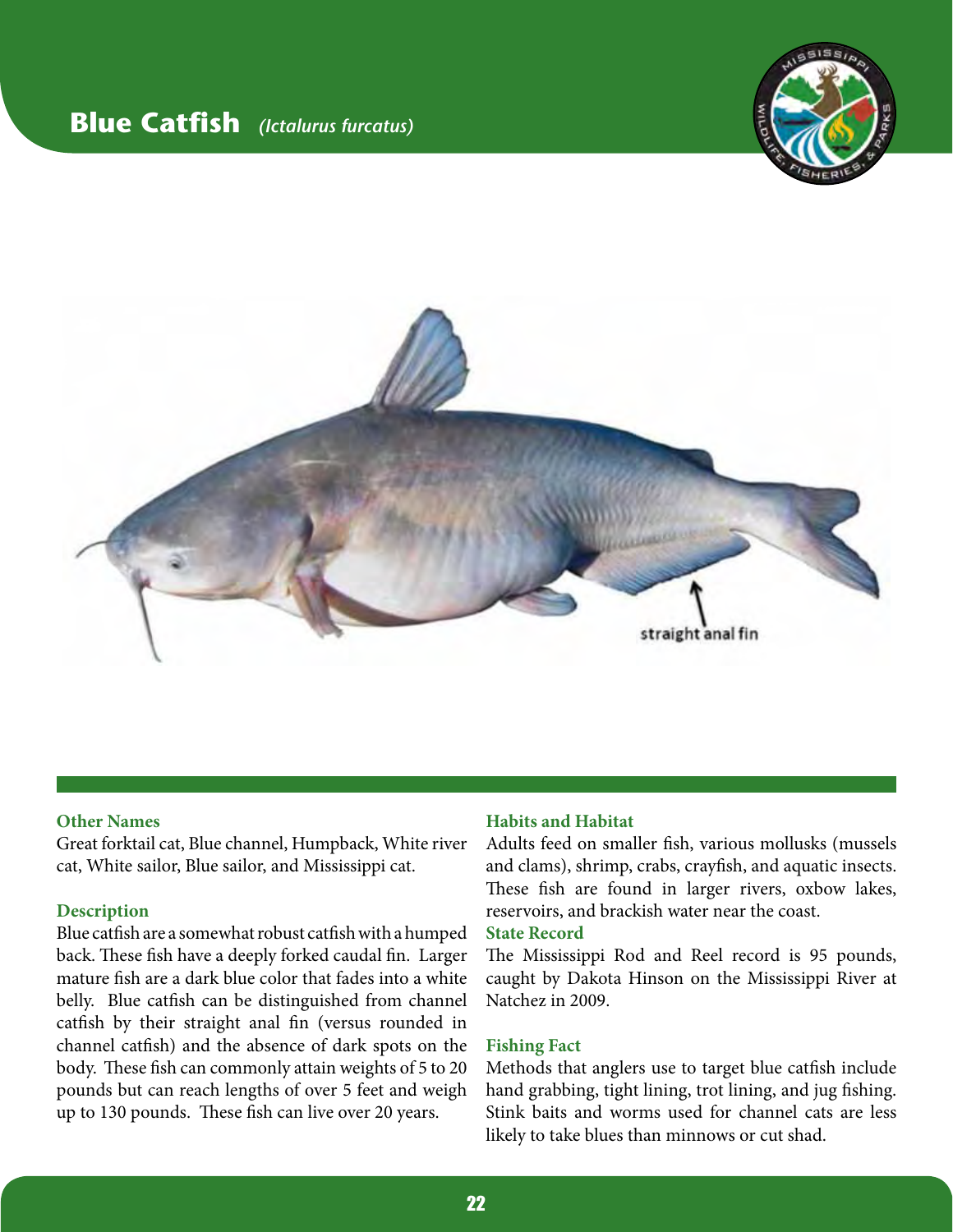# Blue Catfish *(Ictalurus furcatus)*

straight anal fin

### Other Names

Great forktail cat, Blue channel, Humpback, White river cat, White sailor, Blue sailor, and Mississippi cat.

### Description

Blue catfish are a somewhat robust catfish with a humped back. These fish have a deeply forked caudal fin. Larger mature fish are a dark blue color that fades into a white belly. Blue catfish can be distinguished from channel catfish by their straight anal fin (versus rounded in channel catfish) and the absence of dark spots on the body. These fish can commonly attain weights of 5 to 20 pounds but can reach lengths of over 5 feet and weigh up to 130 pounds. These fish can live over 20 years.

### Habits and Habitat

Adults feed on smaller fish, various mollusks (mussels and clams), shrimp, crabs, crayfish, and aquatic insects. These fish are found in larger rivers, oxbow lakes, reservoirs, and brackish water near the coast.

### State Record

The Mississippi Rod and Reel record is 95 pounds, caught by Dakota Hinson on the Mississippi River at Natchez in 2009.

### Fishing Fact

Methods that anglers use to target blue catfish include hand grabbing, tight lining, trot lining, and jug fishing. Stink baits and worms used for channel cats are less likely to take blues than minnows or cut shad.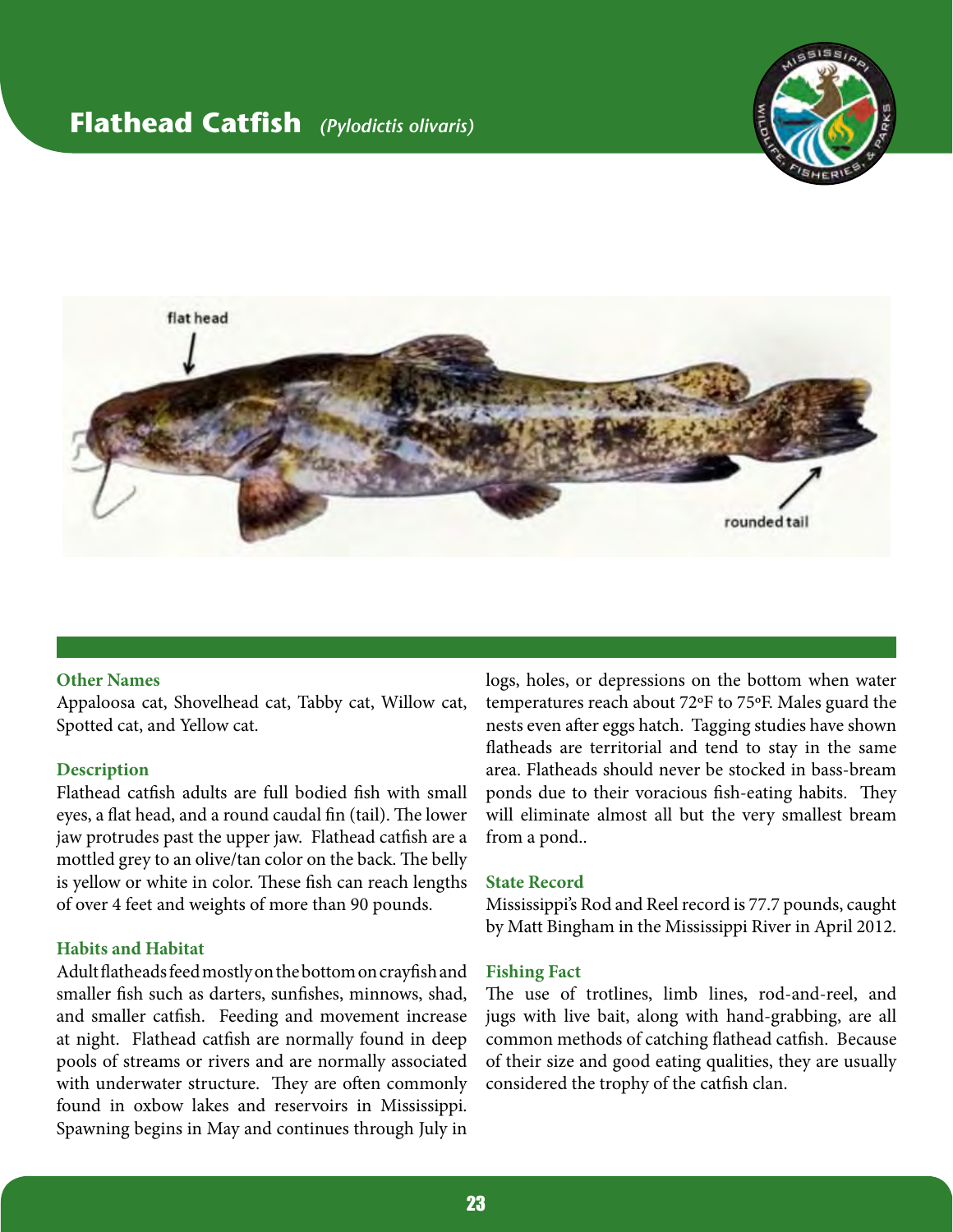# Flathead Catfish *(Pylodictis olivaris)*

flat head

rounded tail

### Other Names

Appaloosa cat, Shovelhead cat, Tabby cat, Willow cat, Spotted cat, and Yellow cat.

### Description

Flathead catfish adults are full bodied fish with small eyes, a flat head, and a round caudal fin (tail). The lower jaw protrudes past the upper jaw. Flathead catfish are a mottled grey to an olive/tan color on the back. The belly is yellow or white in color. These fish can reach lengths of over 4 feet and weights of more than 90 pounds.

### Habits and Habitat

Adult flatheads feed mostly on the bottom on crayfish and smaller fish such as darters, sunfishes, minnows, shad, and smaller catfish. Feeding and movement increase at night. Flathead catfish are normally found in deep pools of streams or rivers and are normally associated with underwater structure. They are often commonly found in oxbow lakes and reservoirs in Mississippi. Spawning begins in May and continues through July in logs, holes, or depressions on the bottom when water temperatures reach about 72ºF to 75ºF. Males guard the nests even after eggs hatch. Tagging studies have shown flatheads are territorial and tend to stay in the same area. Flatheads should never be stocked in bass-bream ponds due to their voracious fish-eating habits. They will eliminate almost all but the very smallest bream from a pond..

### State Record

Mississippi's Rod and Reel record is 77.7 pounds, caught by Matt Bingham in the Mississippi River in April 2012.

### Fishing Fact

The use of trotlines, limb lines, rod-and-reel, and jugs with live bait, along with hand-grabbing, are all common methods of catching flathead catfish. Because of their size and good eating qualities, they are usually considered the trophy of the catfish clan.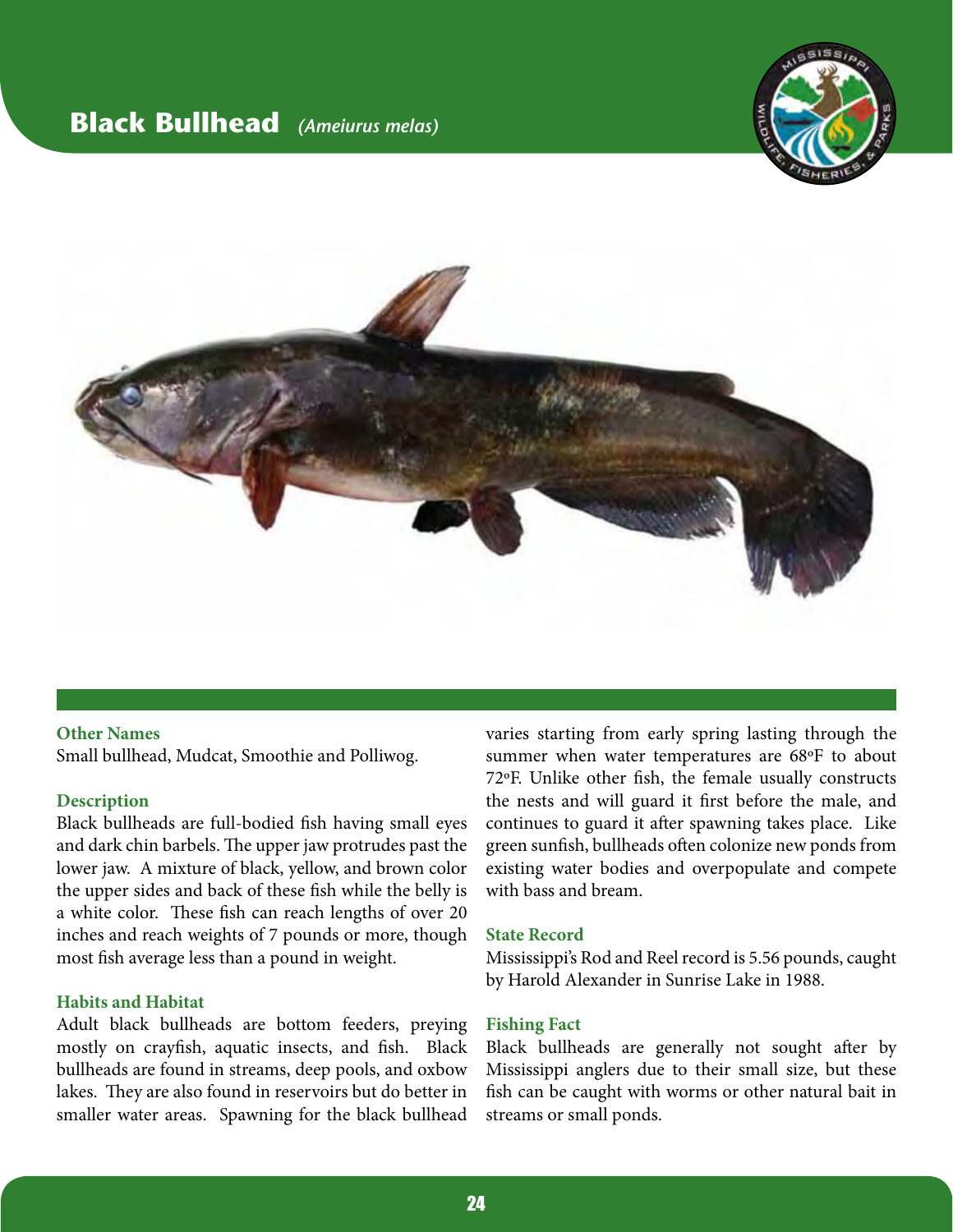# Black Bullhead *(Ameiurus melas)*

### Other Names

Small bullhead, Mudcat, Smoothie and Polliwog.

### Description

Black bullheads are full-bodied fish having small eyes and dark chin barbels. The upper jaw protrudes past the lower jaw. A mixture of black, yellow, and brown color the upper sides and back of these fish while the belly is a white color. These fish can reach lengths of over 20 inches and reach weights of 7 pounds or more, though most fish average less than a pound in weight.

### Habits and Habitat

Adult black bullheads are bottom feeders, preying mostly on crayfish, aquatic insects, and fish. Black bullheads are found in streams, deep pools, and oxbow lakes. They are also found in reservoirs but do better in smaller water areas. Spawning for the black bullhead varies starting from early spring lasting through the summer when water temperatures are 68ºF to about 72ºF. Unlike other fish, the female usually constructs the nests and will guard it first before the male, and continues to guard it after spawning takes place. Like green sunfish, bullheads often colonize new ponds from existing water bodies and overpopulate and compete with bass and bream.

### State Record

Mississippi's Rod and Reel record is 5.56 pounds, caught by Harold Alexander in Sunrise Lake in 1988.

### Fishing Fact

Black bullheads are generally not sought after by Mississippi anglers due to their small size, but these fish can be caught with worms or other natural bait in streams or small ponds.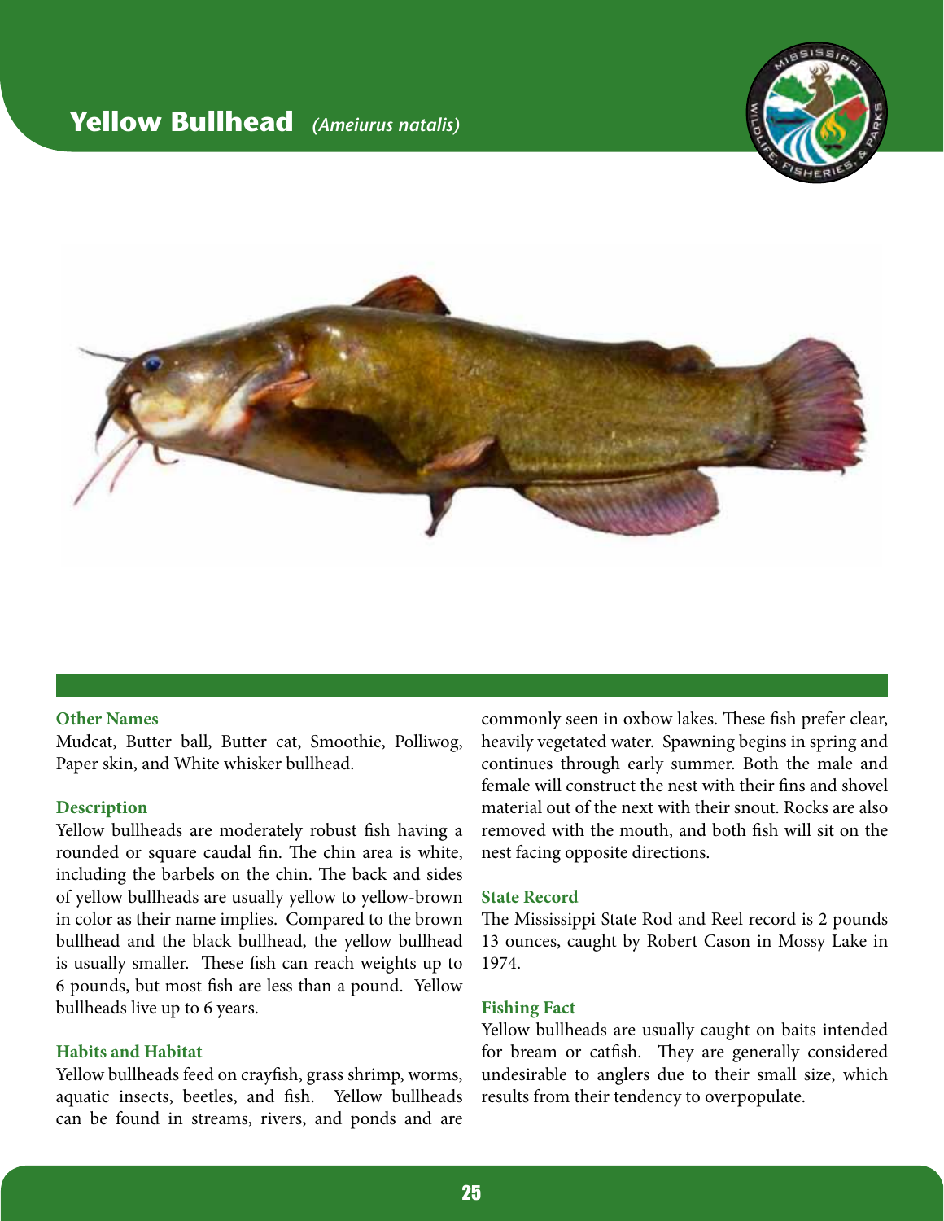# Yellow Bullhead *(Ameiurus natalis)*

### Other Names

Mudcat, Butter ball, Butter cat, Smoothie, Polliwog, Paper skin, and White whisker bullhead.

### Description

Yellow bullheads are moderately robust fish having a rounded or square caudal fin. The chin area is white, including the barbels on the chin. The back and sides of yellow bullheads are usually yellow to yellow-brown in color as their name implies. Compared to the brown bullhead and the black bullhead, the yellow bullhead is usually smaller. These fish can reach weights up to 6 pounds, but most fish are less than a pound. Yellow bullheads live up to 6 years.

### Habits and Habitat

Yellow bullheads feed on crayfish, grass shrimp, worms, aquatic insects, beetles, and fish. Yellow bullheads can be found in streams, rivers, and ponds and are commonly seen in oxbow lakes. These fish prefer clear, heavily vegetated water. Spawning begins in spring and continues through early summer. Both the male and female will construct the nest with their fins and shovel material out of the next with their snout. Rocks are also removed with the mouth, and both fish will sit on the nest facing opposite directions.

### State Record

The Mississippi State Rod and Reel record is 2 pounds 13 ounces, caught by Robert Cason in Mossy Lake in 1974.

### Fishing Fact

Yellow bullheads are usually caught on baits intended for bream or catfish. They are generally considered undesirable to anglers due to their small size, which results from their tendency to overpopulate.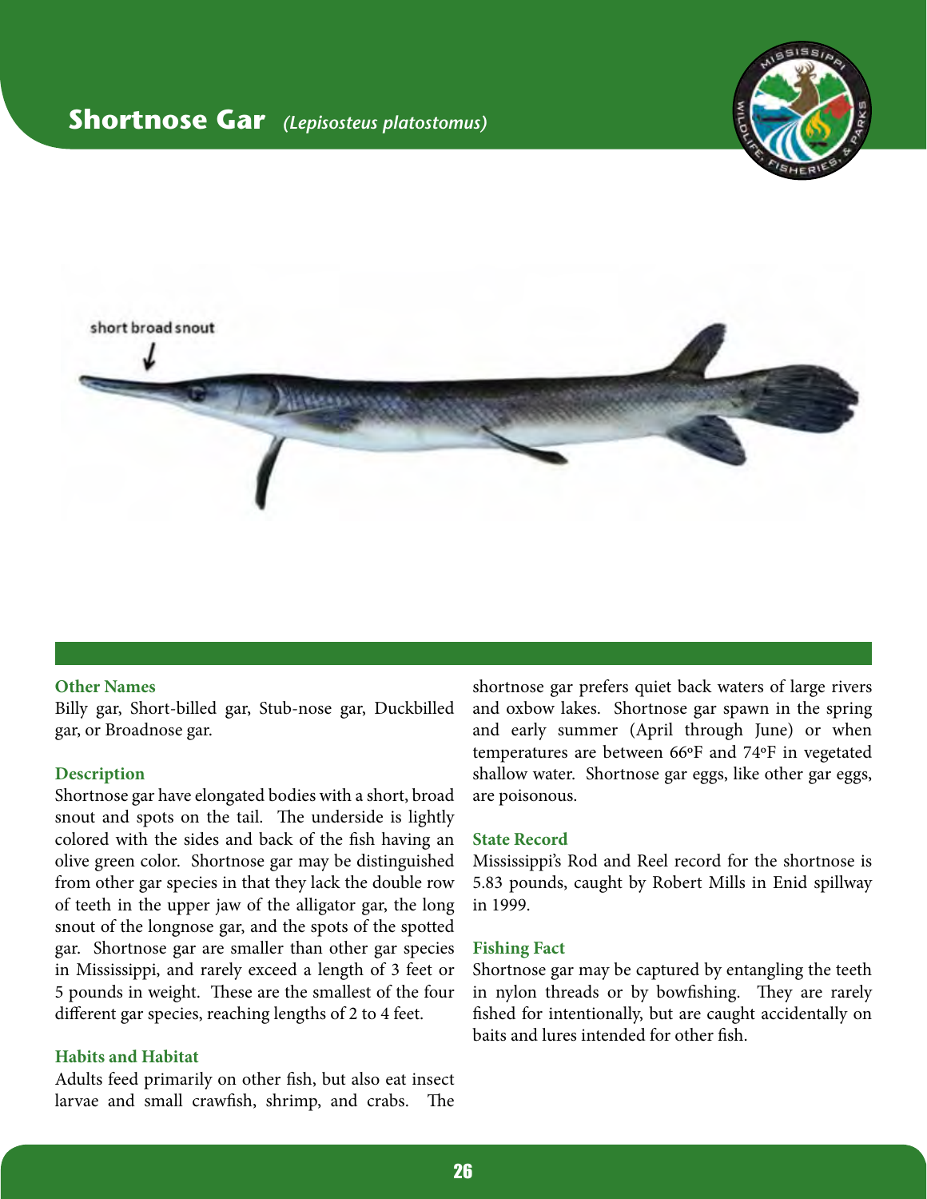# Shortnose Gar *(Lepisosteus platostomus)*

short broad snout

### Other Names

Billy gar, Short-billed gar, Stub-nose gar, Duckbilled gar, or Broadnose gar.

### Description

Shortnose gar have elongated bodies with a short, broad snout and spots on the tail. The underside is lightly colored with the sides and back of the fish having an olive green color. Shortnose gar may be distinguished from other gar species in that they lack the double row of teeth in the upper jaw of the alligator gar, the long snout of the longnose gar, and the spots of the spotted gar. Shortnose gar are smaller than other gar species in Mississippi, and rarely exceed a length of 3 feet or 5 pounds in weight. These are the smallest of the four different gar species, reaching lengths of 2 to 4 feet.

### Habits and Habitat

Adults feed primarily on other fish, but also eat insect larvae and small crawfish, shrimp, and crabs. The shortnose gar prefers quiet back waters of large rivers and oxbow lakes. Shortnose gar spawn in the spring and early summer (April through June) or when temperatures are between 66ºF and 74ºF in vegetated shallow water. Shortnose gar eggs, like other gar eggs, are poisonous.

### State Record

Mississippi's Rod and Reel record for the shortnose is 5.83 pounds, caught by Robert Mills in Enid spillway in 1999.

### Fishing Fact

Shortnose gar may be captured by entangling the teeth in nylon threads or by bowfishing. They are rarely fished for intentionally, but are caught accidentally on baits and lures intended for other fish.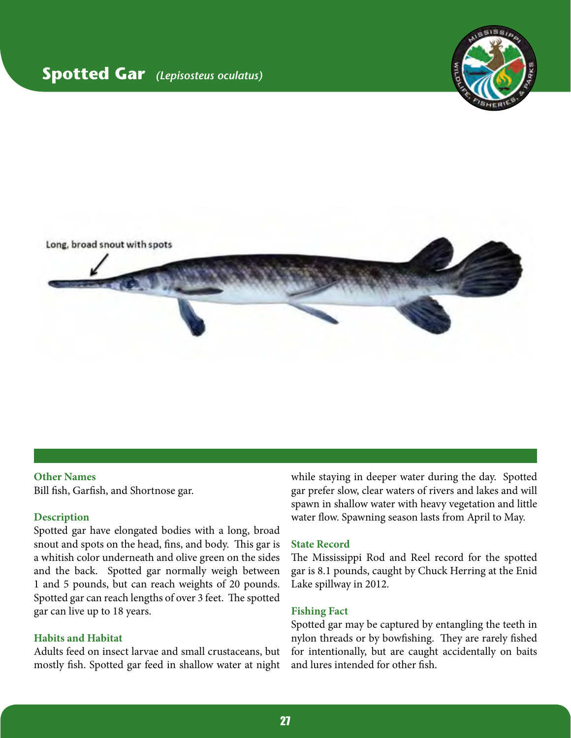# Spotted Gar *(Lepisosteus oculatus)*

Long, broad snout with spots

### Other Names

Bill fish, Garfish, and Shortnose gar.

### Description

Spotted gar have elongated bodies with a long, broad snout and spots on the head, fins, and body. This gar is a whitish color underneath and olive green on the sides and the back. Spotted gar normally weigh between 1 and 5 pounds, but can reach weights of 20 pounds. Spotted gar can reach lengths of over 3 feet. The spotted gar can live up to 18 years.

### Habits and Habitat

Adults feed on insect larvae and small crustaceans, but mostly fish. Spotted gar feed in shallow water at night while staying in deeper water during the day. Spotted gar prefer slow, clear waters of rivers and lakes and will spawn in shallow water with heavy vegetation and little water flow. Spawning season lasts from April to May.

### State Record

The Mississippi Rod and Reel record for the spotted gar is 8.1 pounds, caught by Chuck Herring at the Enid Lake spillway in 2012.

### Fishing Fact

Spotted gar may be captured by entangling the teeth in nylon threads or by bowfishing. They are rarely fished for intentionally, but are caught accidentally on baits and lures intended for other fish.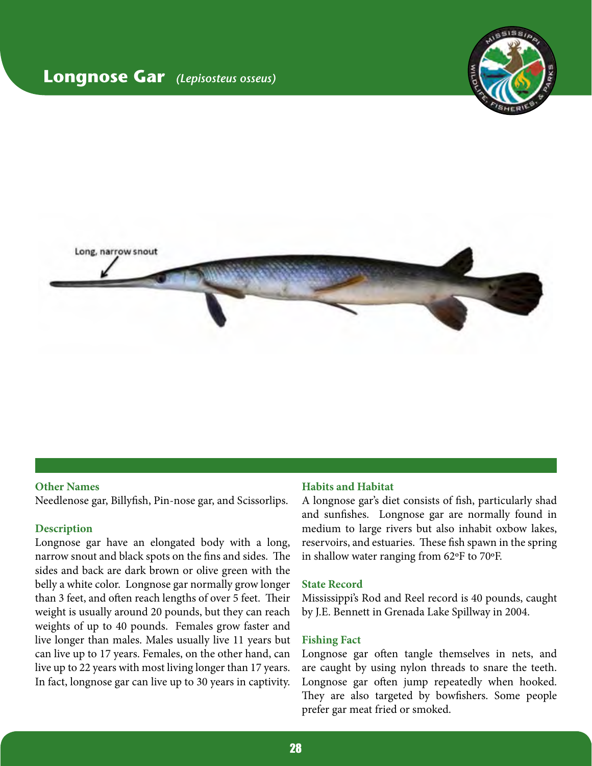# Longnose Gar *(Lepisosteus osseus)*

Long, narrow snout

### Other Names

Needlenose gar, Billyfish, Pin-nose gar, and Scissorlips.

### Description

Longnose gar have an elongated body with a long, narrow snout and black spots on the fins and sides. The sides and back are dark brown or olive green with the belly a white color. Longnose gar normally grow longer than 3 feet, and often reach lengths of over 5 feet. Their weight is usually around 20 pounds, but they can reach weights of up to 40 pounds. Females grow faster and live longer than males. Males usually live 11 years but can live up to 17 years. Females, on the other hand, can live up to 22 years with most living longer than 17 years. In fact, longnose gar can live up to 30 years in captivity.

### Habits and Habitat

A longnose gar's diet consists of fish, particularly shad and sunfishes. Longnose gar are normally found in medium to large rivers but also inhabit oxbow lakes, reservoirs, and estuaries. These fish spawn in the spring in shallow water ranging from 62ºF to 70ºF.

### State Record

Mississippi's Rod and Reel record is 40 pounds, caught by J.E. Bennett in Grenada Lake Spillway in 2004.

### Fishing Fact

Longnose gar often tangle themselves in nets, and are caught by using nylon threads to snare the teeth. Longnose gar often jump repeatedly when hooked. They are also targeted by bowfishers. Some people prefer gar meat fried or smoked.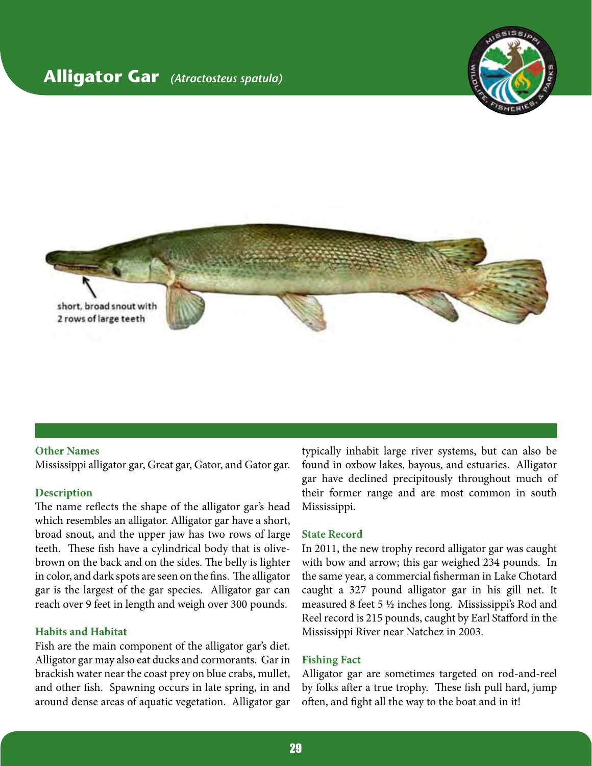# Alligator Gar *(Atractosteus spatula)*

short, broad snout with 2 rows of large teeth

**Other Names**

Mississippi alligator gar, Great gar, Gator, and Gator gar.

**Description**

The name reflects the shape of the alligator gar's head which resembles an alligator. Alligator gar have a short, broad snout, and the upper jaw has two rows of large teeth. These fish have a cylindrical body that is olive-brown on the back and on the sides. The belly is lighter in color, and dark spots are seen on the fins. The alligator gar is the largest of the gar species. Alligator gar can reach over 9 feet in length and weigh over 300 pounds.

**Habits and Habitat**

Fish are the main component of the alligator gar's diet. Alligator gar may also eat ducks and cormorants. Gar in brackish water near the coast prey on blue crabs, mullet, and other fish. Spawning occurs in late spring, in and around dense areas of aquatic vegetation. Alligator gar typically inhabit large river systems, but can also be found in oxbow lakes, bayous, and estuaries. Alligator gar have declined precipitously throughout much of their former range and are most common in south Mississippi.

**State Record**

In 2011, the new trophy record alligator gar was caught with bow and arrow; this gar weighed 234 pounds. In the same year, a commercial fisherman in Lake Chotard caught a 327 pound alligator gar in his gill net. It measured 8 feet 5 ½ inches long. Mississippi's Rod and Reel record is 215 pounds, caught by Earl Stafford in the Mississippi River near Natchez in 2003.

**Fishing Fact**

Alligator gar are sometimes targeted on rod-and-reel by folks after a true trophy. These fish pull hard, jump often, and fight all the way to the boat and in it!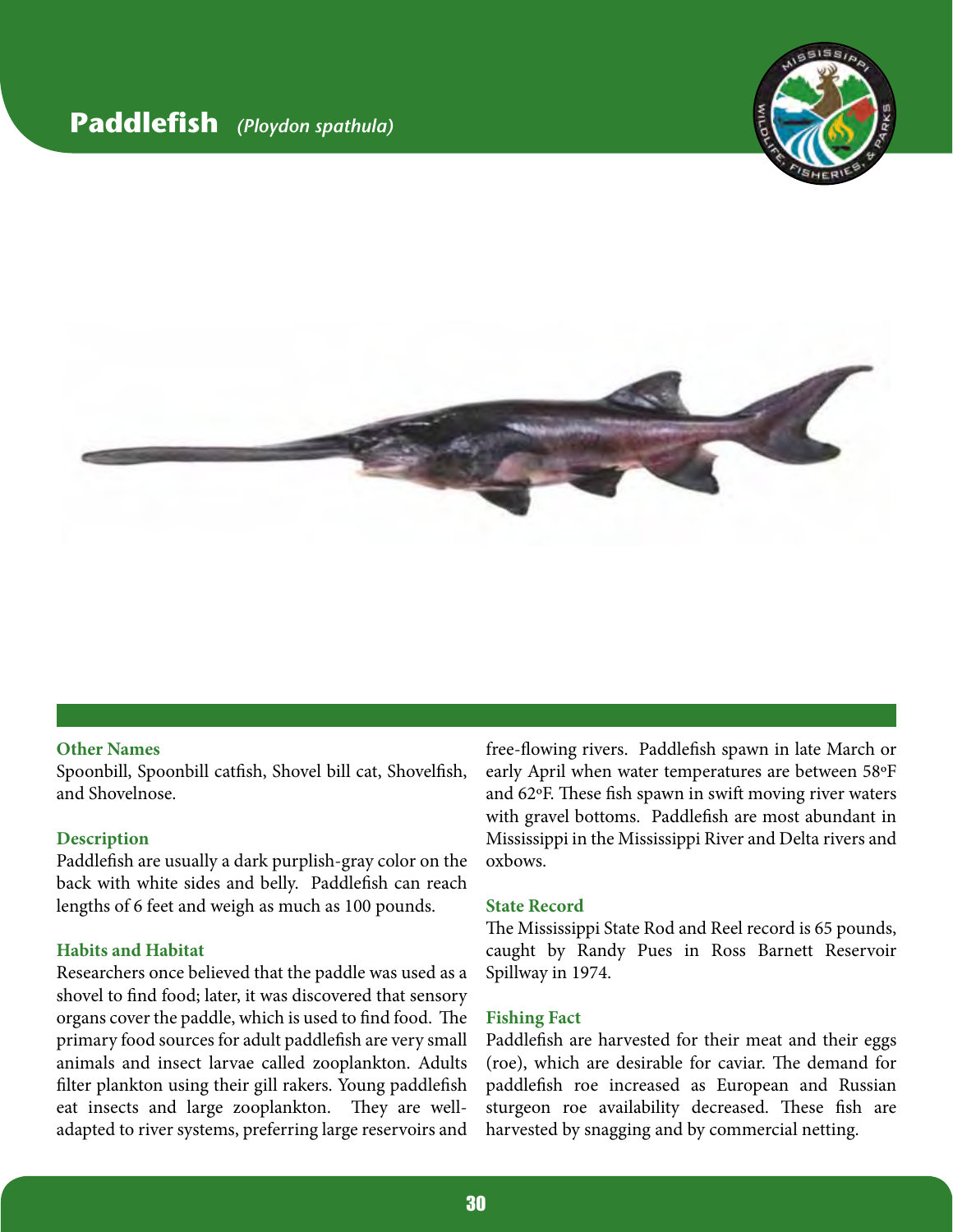# Paddlefish *(Ploydon spathula)*

### Other Names

Spoonbill, Spoonbill catfish, Shovel bill cat, Shovelfish, and Shovelnose.

### Description

Paddlefish are usually a dark purplish-gray color on the back with white sides and belly. Paddlefish can reach lengths of 6 feet and weigh as much as 100 pounds.

### Habits and Habitat

Researchers once believed that the paddle was used as a shovel to find food; later, it was discovered that sensory organs cover the paddle, which is used to find food. The primary food sources for adult paddlefish are very small animals and insect larvae called zooplankton. Adults filter plankton using their gill rakers. Young paddlefish eat insects and large zooplankton. They are well-adapted to river systems, preferring large reservoirs and free-flowing rivers. Paddlefish spawn in late March or early April when water temperatures are between 58ºF and 62ºF. These fish spawn in swift moving river waters with gravel bottoms. Paddlefish are most abundant in Mississippi in the Mississippi River and Delta rivers and oxbows.

### State Record

The Mississippi State Rod and Reel record is 65 pounds, caught by Randy Pues in Ross Barnett Reservoir Spillway in 1974.

### Fishing Fact

Paddlefish are harvested for their meat and their eggs (roe), which are desirable for caviar. The demand for paddlefish roe increased as European and Russian sturgeon roe availability decreased. These fish are harvested by snagging and by commercial netting.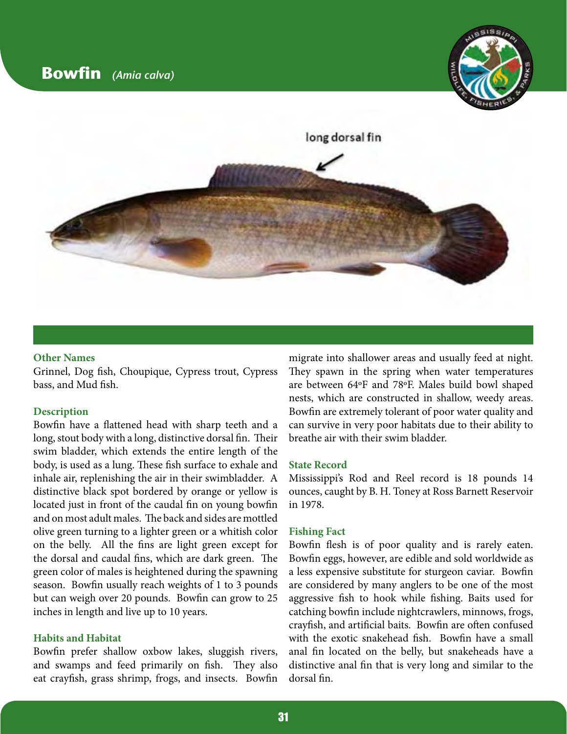# Bowfin *(Amia calva)*

long dorsal fin

### Other Names

Grinnel, Dog fish, Choupique, Cypress trout, Cypress bass, and Mud fish.

### Description

Bowfin have a flattened head with sharp teeth and a long, stout body with a long, distinctive dorsal fin. Their swim bladder, which extends the entire length of the body, is used as a lung. These fish surface to exhale and inhale air, replenishing the air in their swimbladder. A distinctive black spot bordered by orange or yellow is located just in front of the caudal fin on young bowfin and on most adult males. The back and sides are mottled olive green turning to a lighter green or a whitish color on the belly. All the fins are light green except for the dorsal and caudal fins, which are dark green. The green color of males is heightened during the spawning season. Bowfin usually reach weights of 1 to 3 pounds but can weigh over 20 pounds. Bowfin can grow to 25 inches in length and live up to 10 years.

### Habits and Habitat

Bowfin prefer shallow oxbow lakes, sluggish rivers, and swamps and feed primarily on fish. They also eat crayfish, grass shrimp, frogs, and insects. Bowfin migrate into shallower areas and usually feed at night. They spawn in the spring when water temperatures are between 64ºF and 78ºF. Males build bowl shaped nests, which are constructed in shallow, weedy areas. Bowfin are extremely tolerant of poor water quality and can survive in very poor habitats due to their ability to breathe air with their swim bladder.

### State Record

Mississippi's Rod and Reel record is 18 pounds 14 ounces, caught by B. H. Toney at Ross Barnett Reservoir in 1978.

### Fishing Fact

Bowfin flesh is of poor quality and is rarely eaten. Bowfin eggs, however, are edible and sold worldwide as a less expensive substitute for sturgeon caviar. Bowfin are considered by many anglers to be one of the most aggressive fish to hook while fishing. Baits used for catching bowfin include nightcrawlers, minnows, frogs, crayfish, and artificial baits. Bowfin are often confused with the exotic snakehead fish. Bowfin have a small anal fin located on the belly, but snakeheads have a distinctive anal fin that is very long and similar to the dorsal fin.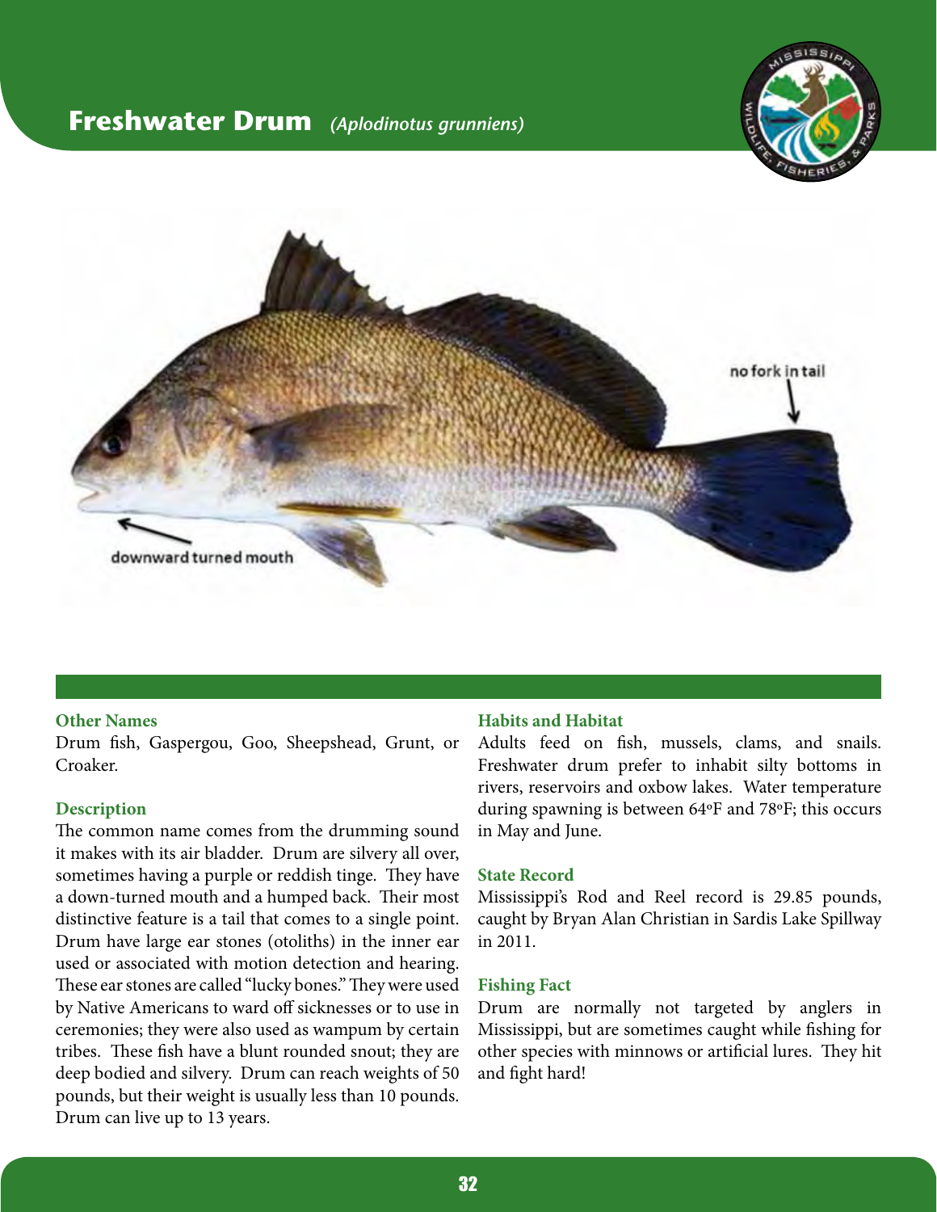# Freshwater Drum *(Aplodinotus grunniens)*

no fork in tail

downward turned mouth

### Other Names

Drum fish, Gaspergou, Goo, Sheepshead, Grunt, or Croaker.

### Description

The common name comes from the drumming sound it makes with its air bladder. Drum are silvery all over, sometimes having a purple or reddish tinge. They have a down-turned mouth and a humped back. Their most distinctive feature is a tail that comes to a single point. Drum have large ear stones (otoliths) in the inner ear used or associated with motion detection and hearing. These ear stones are called "lucky bones." They were used by Native Americans to ward off sicknesses or to use in ceremonies; they were also used as wampum by certain tribes. These fish have a blunt rounded snout; they are deep bodied and silvery. Drum can reach weights of 50 pounds, but their weight is usually less than 10 pounds. Drum can live up to 13 years.

### Habits and Habitat

Adults feed on fish, mussels, clams, and snails. Freshwater drum prefer to inhabit silty bottoms in rivers, reservoirs and oxbow lakes. Water temperature during spawning is between 64ºF and 78ºF; this occurs in May and June.

### State Record

Mississippi's Rod and Reel record is 29.85 pounds, caught by Bryan Alan Christian in Sardis Lake Spillway in 2011.

### Fishing Fact

Drum are normally not targeted by anglers in Mississippi, but are sometimes caught while fishing for other species with minnows or artificial lures. They hit and fight hard!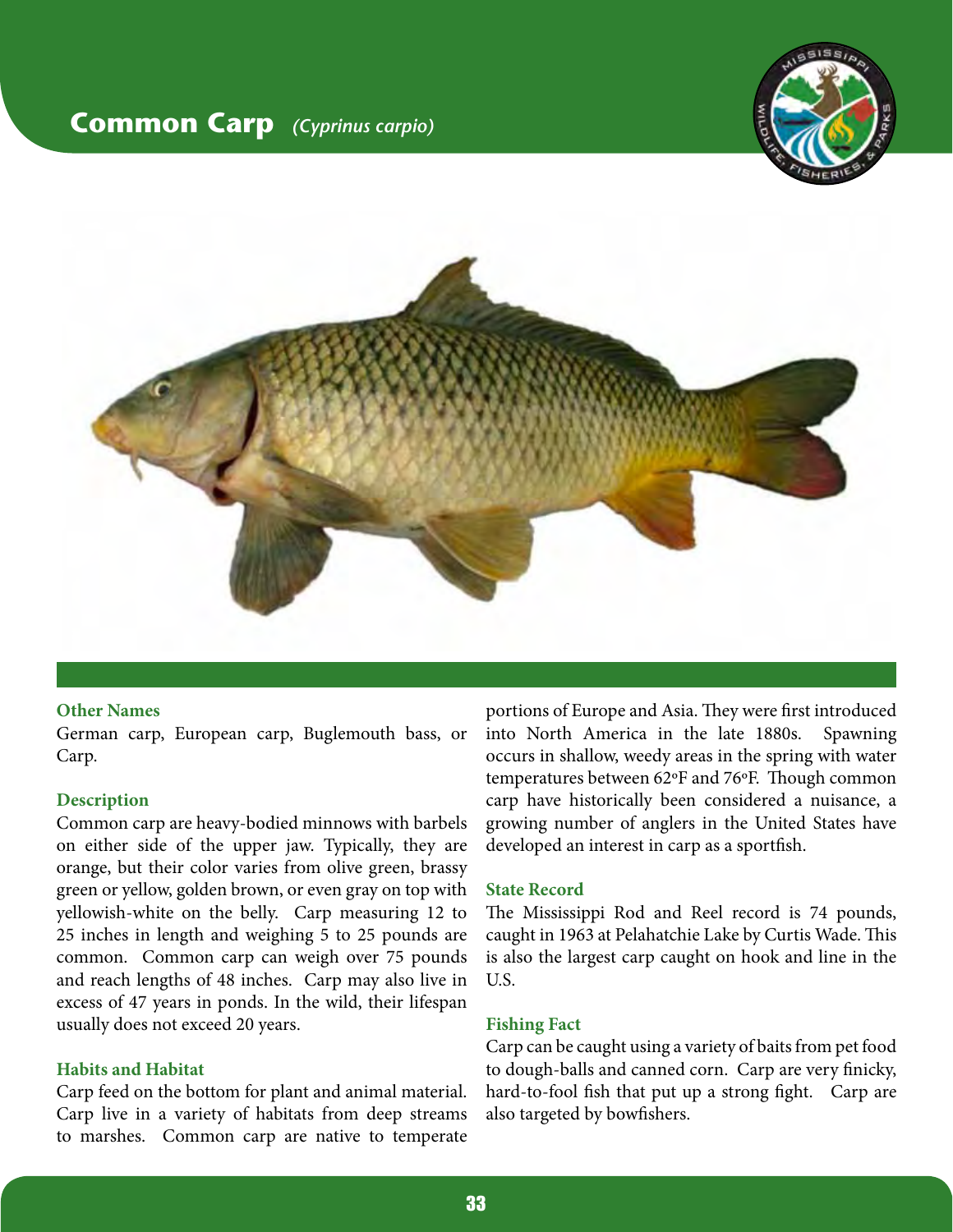# Common Carp *(Cyprinus carpio)*

### Other Names

German carp, European carp, Buglemouth bass, or Carp.

### Description

Common carp are heavy-bodied minnows with barbels on either side of the upper jaw. Typically, they are orange, but their color varies from olive green, brassy green or yellow, golden brown, or even gray on top with yellowish-white on the belly. Carp measuring 12 to 25 inches in length and weighing 5 to 25 pounds are common. Common carp can weigh over 75 pounds and reach lengths of 48 inches. Carp may also live in excess of 47 years in ponds. In the wild, their lifespan usually does not exceed 20 years.

### Habits and Habitat

Carp feed on the bottom for plant and animal material. Carp live in a variety of habitats from deep streams to marshes. Common carp are native to temperate portions of Europe and Asia. They were first introduced into North America in the late 1880s. Spawning occurs in shallow, weedy areas in the spring with water temperatures between 62ºF and 76ºF. Though common carp have historically been considered a nuisance, a growing number of anglers in the United States have developed an interest in carp as a sportfish.

### State Record

The Mississippi Rod and Reel record is 74 pounds, caught in 1963 at Pelahatchie Lake by Curtis Wade. This is also the largest carp caught on hook and line in the U.S.

### Fishing Fact

Carp can be caught using a variety of baits from pet food to dough-balls and canned corn. Carp are very finicky, hard-to-fool fish that put up a strong fight. Carp are also targeted by bowfishers.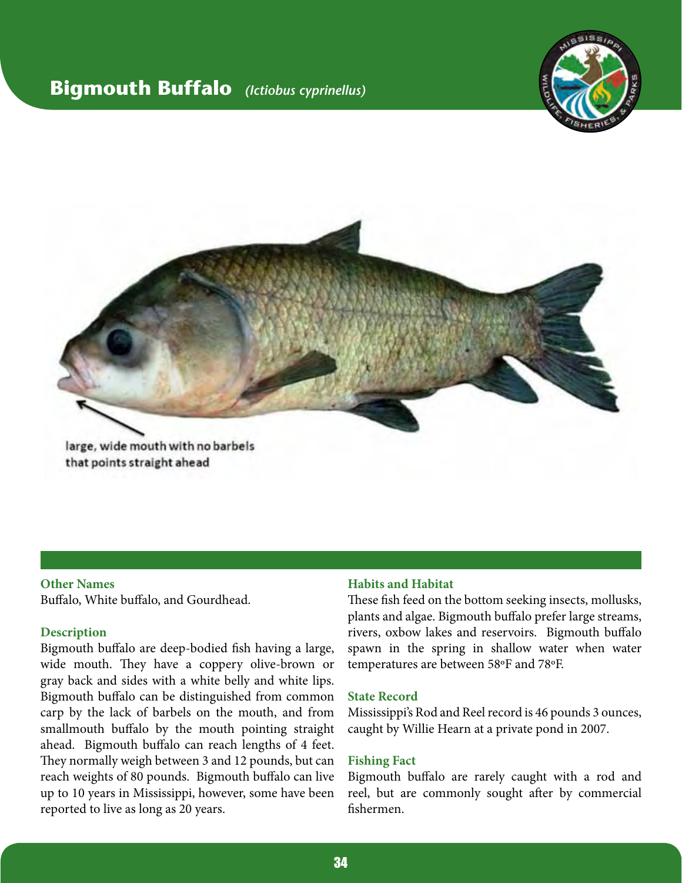# Bigmouth Buffalo *(Ictiobus cyprinellus)*

large, wide mouth with no barbels that points straight ahead

### Other Names

Buffalo, White buffalo, and Gourdhead.

### Description

Bigmouth buffalo are deep-bodied fish having a large, wide mouth. They have a coppery olive-brown or gray back and sides with a white belly and white lips. Bigmouth buffalo can be distinguished from common carp by the lack of barbels on the mouth, and from smallmouth buffalo by the mouth pointing straight ahead. Bigmouth buffalo can reach lengths of 4 feet. They normally weigh between 3 and 12 pounds, but can reach weights of 80 pounds. Bigmouth buffalo can live up to 10 years in Mississippi, however, some have been reported to live as long as 20 years.

### Habits and Habitat

These fish feed on the bottom seeking insects, mollusks, plants and algae. Bigmouth buffalo prefer large streams, rivers, oxbow lakes and reservoirs. Bigmouth buffalo spawn in the spring in shallow water when water temperatures are between 58ºF and 78ºF.

### State Record

Mississippi's Rod and Reel record is 46 pounds 3 ounces, caught by Willie Hearn at a private pond in 2007.

### Fishing Fact

Bigmouth buffalo are rarely caught with a rod and reel, but are commonly sought after by commercial fishermen.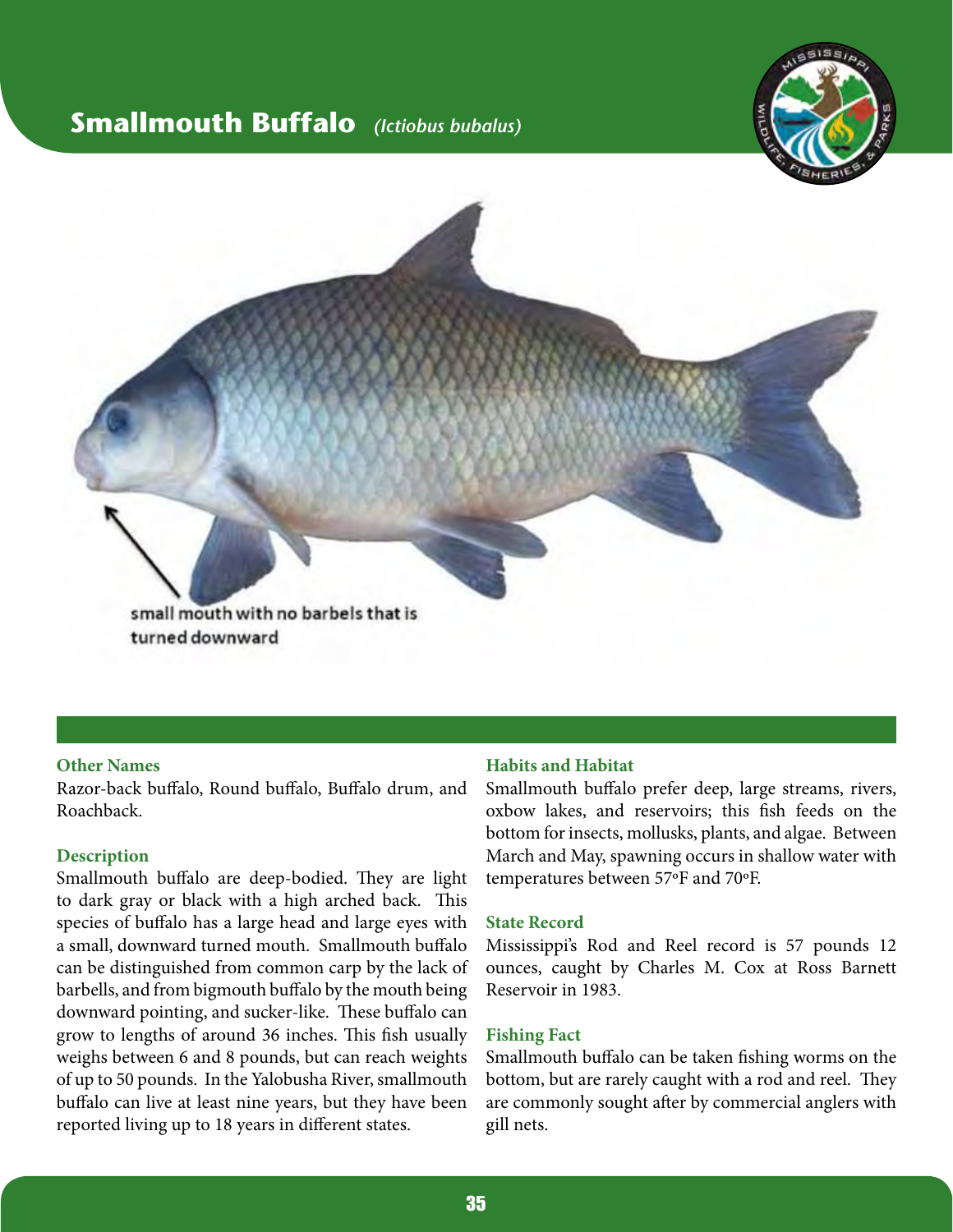# Smallmouth Buffalo *(Ictiobus bubalus)*

small mouth with no barbels that is turned downward

### Other Names

Razor-back buffalo, Round buffalo, Buffalo drum, and Roachback.

### Description

Smallmouth buffalo are deep-bodied. They are light to dark gray or black with a high arched back. This species of buffalo has a large head and large eyes with a small, downward turned mouth. Smallmouth buffalo can be distinguished from common carp by the lack of barbells, and from bigmouth buffalo by the mouth being downward pointing, and sucker-like. These buffalo can grow to lengths of around 36 inches. This fish usually weighs between 6 and 8 pounds, but can reach weights of up to 50 pounds. In the Yalobusha River, smallmouth buffalo can live at least nine years, but they have been reported living up to 18 years in different states.

### Habits and Habitat

Smallmouth buffalo prefer deep, large streams, rivers, oxbow lakes, and reservoirs; this fish feeds on the bottom for insects, mollusks, plants, and algae. Between March and May, spawning occurs in shallow water with temperatures between 57°F and 70°F.

### State Record

Mississippi's Rod and Reel record is 57 pounds 12 ounces, caught by Charles M. Cox at Ross Barnett Reservoir in 1983.

### Fishing Fact

Smallmouth buffalo can be taken fishing worms on the bottom, but are rarely caught with a rod and reel. They are commonly sought after by commercial anglers with gill nets.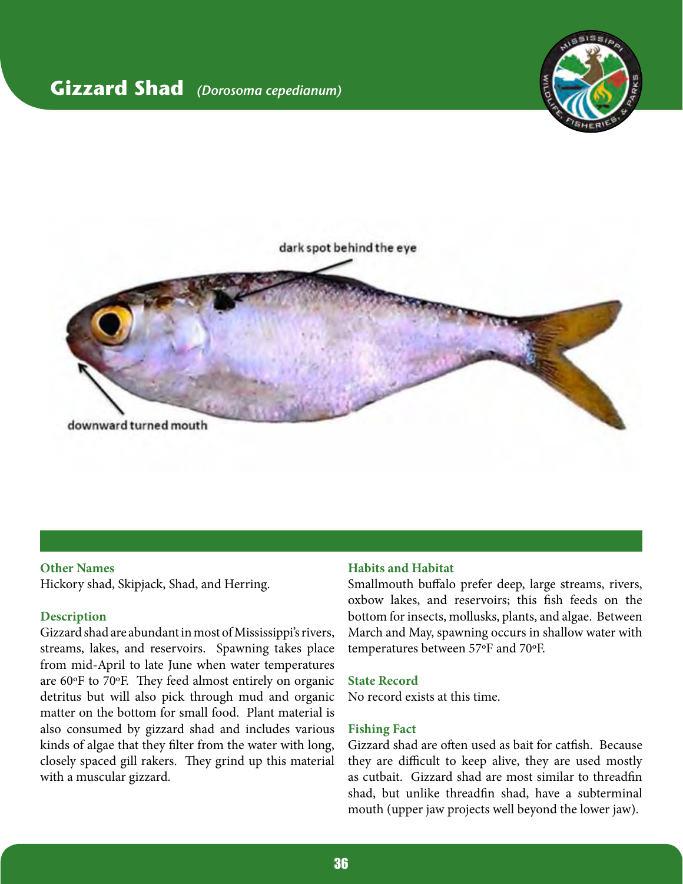# Gizzard Shad *(Dorosoma cepedianum)*

dark spot behind the eye

downward turned mouth

### Other Names

Hickory shad, Skipjack, Shad, and Herring.

### Description

Gizzard shad are abundant in most of Mississippi's rivers, streams, lakes, and reservoirs. Spawning takes place from mid-April to late June when water temperatures are 60ºF to 70ºF. They feed almost entirely on organic detritus but will also pick through mud and organic matter on the bottom for small food. Plant material is also consumed by gizzard shad and includes various kinds of algae that they filter from the water with long, closely spaced gill rakers. They grind up this material with a muscular gizzard.

### Habits and Habitat

Smallmouth buffalo prefer deep, large streams, rivers, oxbow lakes, and reservoirs; this fish feeds on the bottom for insects, mollusks, plants, and algae. Between March and May, spawning occurs in shallow water with temperatures between 57ºF and 70ºF.

### State Record

No record exists at this time.

### Fishing Fact

Gizzard shad are often used as bait for catfish. Because they are difficult to keep alive, they are used mostly as cutbait. Gizzard shad are most similar to threadfin shad, but unlike threadfin shad, have a subterminal mouth (upper jaw projects well beyond the lower jaw).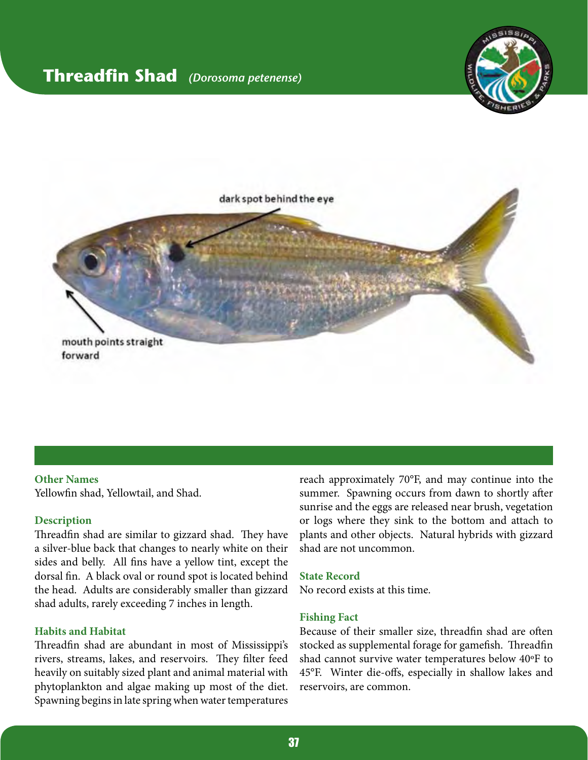# Threadfin Shad *(Dorosoma petenense)*

dark spot behind the eye

mouth points straight forward

### Other Names

Yellowfin shad, Yellowtail, and Shad.

### Description

Threadfin shad are similar to gizzard shad. They have a silver-blue back that changes to nearly white on their sides and belly. All fins have a yellow tint, except the dorsal fin. A black oval or round spot is located behind the head. Adults are considerably smaller than gizzard shad adults, rarely exceeding 7 inches in length.

### Habits and Habitat

Threadfin shad are abundant in most of Mississippi's rivers, streams, lakes, and reservoirs. They filter feed heavily on suitably sized plant and animal material with phytoplankton and algae making up most of the diet. Spawning begins in late spring when water temperatures reach approximately 70°F, and may continue into the summer. Spawning occurs from dawn to shortly after sunrise and the eggs are released near brush, vegetation or logs where they sink to the bottom and attach to plants and other objects. Natural hybrids with gizzard shad are not uncommon.

### State Record

No record exists at this time.

### Fishing Fact

Because of their smaller size, threadfin shad are often stocked as supplemental forage for gamefish. Threadfin shad cannot survive water temperatures below 40°F to 45°F. Winter die-offs, especially in shallow lakes and reservoirs, are common.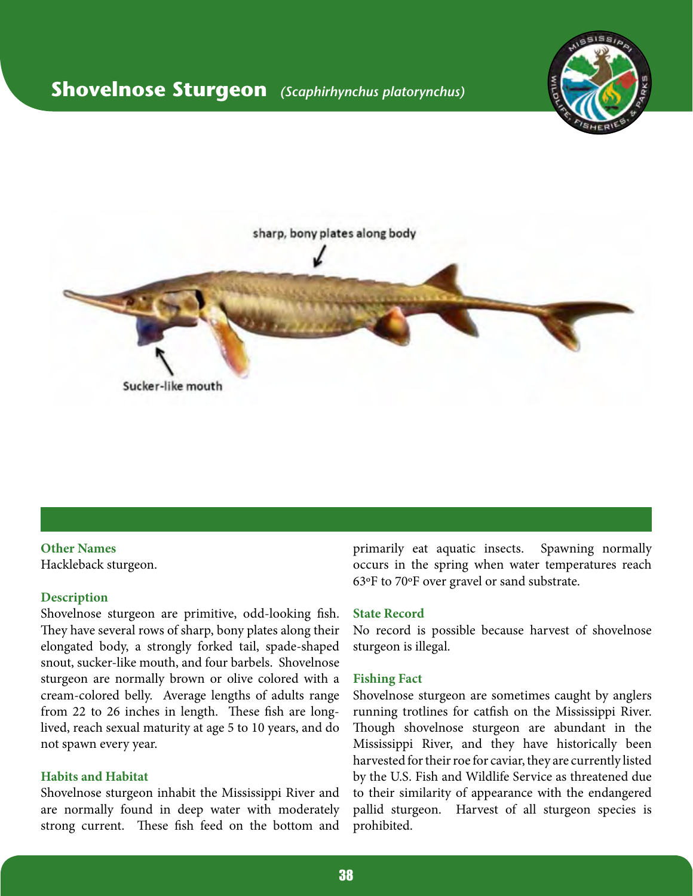# Shovelnose Sturgeon *(Scaphirhynchus platorynchus)*

sharp, bony plates along body

Sucker-like mouth

### Other Names

Hackleback sturgeon.

### Description

Shovelnose sturgeon are primitive, odd-looking fish. They have several rows of sharp, bony plates along their elongated body, a strongly forked tail, spade-shaped snout, sucker-like mouth, and four barbels. Shovelnose sturgeon are normally brown or olive colored with a cream-colored belly. Average lengths of adults range from 22 to 26 inches in length. These fish are long-lived, reach sexual maturity at age 5 to 10 years, and do not spawn every year.

### Habits and Habitat

Shovelnose sturgeon inhabit the Mississippi River and are normally found in deep water with moderately strong current. These fish feed on the bottom and primarily eat aquatic insects. Spawning normally occurs in the spring when water temperatures reach 63ºF to 70ºF over gravel or sand substrate.

### State Record

No record is possible because harvest of shovelnose sturgeon is illegal.

### Fishing Fact

Shovelnose sturgeon are sometimes caught by anglers running trotlines for catfish on the Mississippi River. Though shovelnose sturgeon are abundant in the Mississippi River, and they have historically been harvested for their roe for caviar, they are currently listed by the U.S. Fish and Wildlife Service as threatened due to their similarity of appearance with the endangered pallid sturgeon. Harvest of all sturgeon species is prohibited.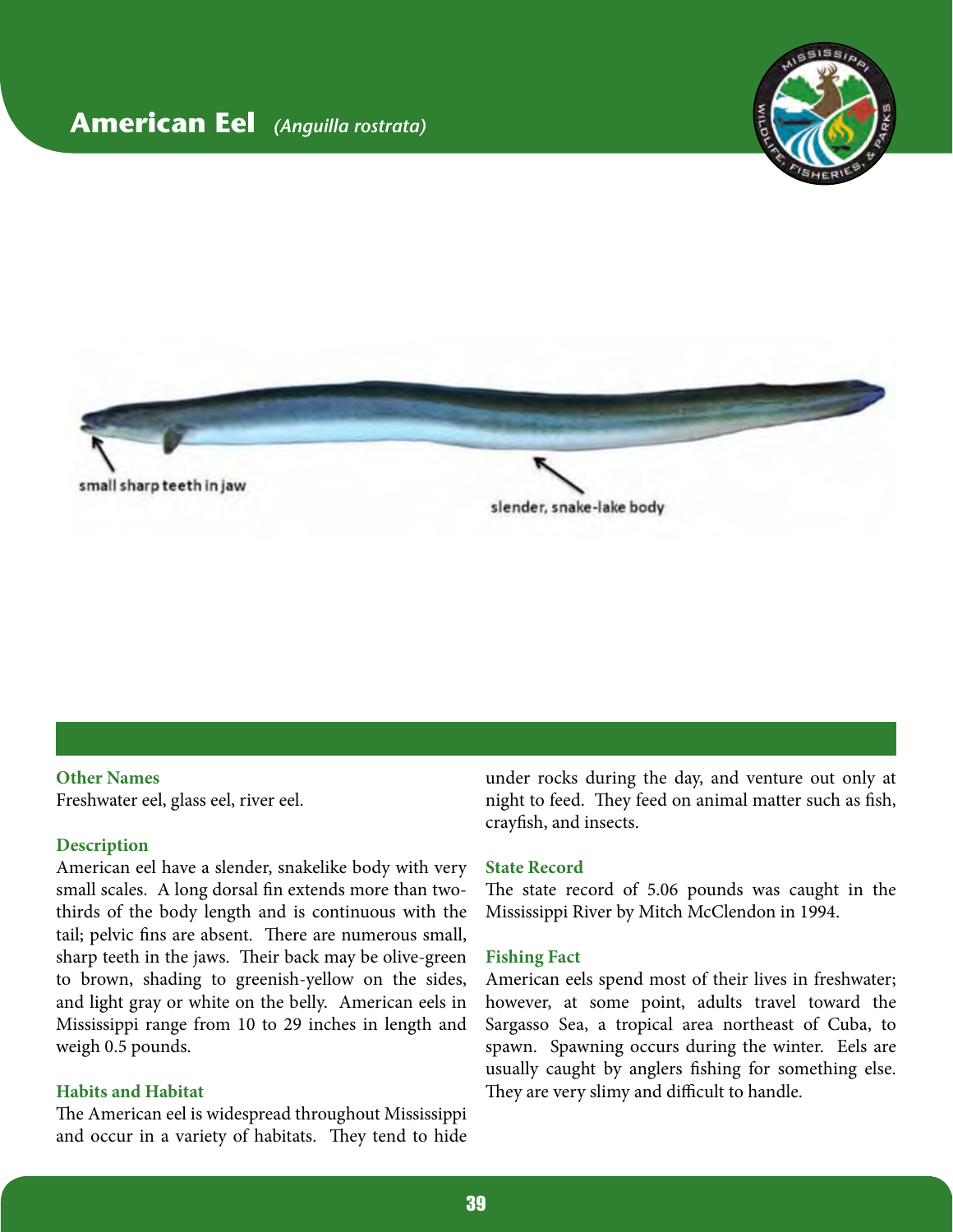# American Eel *(Anguilla rostrata)*

small sharp teeth in jaw

slender, snake-lake body

### Other Names

Freshwater eel, glass eel, river eel.

### Description

American eel have a slender, snakelike body with very small scales. A long dorsal fin extends more than two-thirds of the body length and is continuous with the tail; pelvic fins are absent. There are numerous small, sharp teeth in the jaws. Their back may be olive-green to brown, shading to greenish-yellow on the sides, and light gray or white on the belly. American eels in Mississippi range from 10 to 29 inches in length and weigh 0.5 pounds.

### Habits and Habitat

The American eel is widespread throughout Mississippi and occur in a variety of habitats. They tend to hide under rocks during the day, and venture out only at night to feed. They feed on animal matter such as fish, crayfish, and insects.

### State Record

The state record of 5.06 pounds was caught in the Mississippi River by Mitch McClendon in 1994.

### Fishing Fact

American eels spend most of their lives in freshwater; however, at some point, adults travel toward the Sargasso Sea, a tropical area northeast of Cuba, to spawn. Spawning occurs during the winter. Eels are usually caught by anglers fishing for something else. They are very slimy and difficult to handle.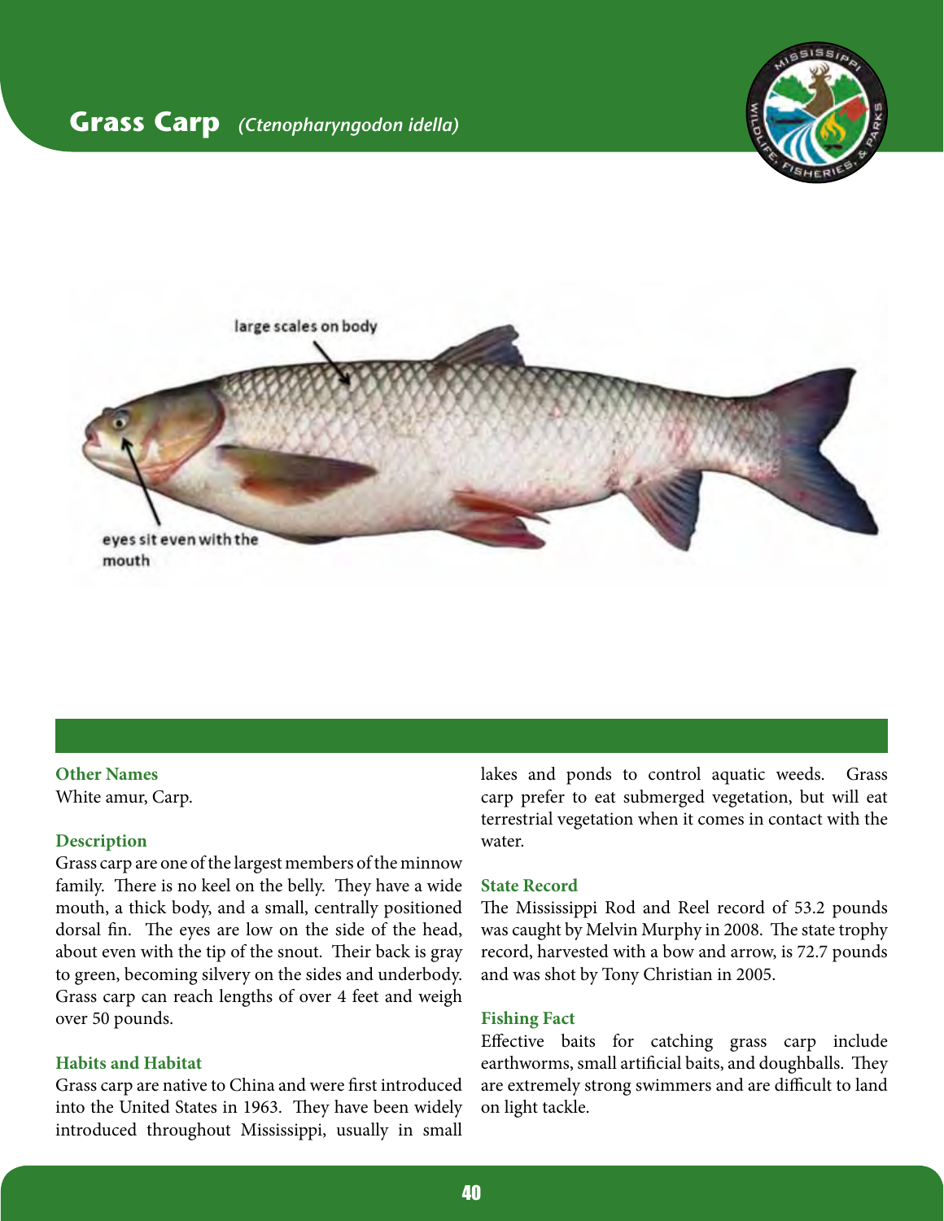# Grass Carp *(Ctenopharyngodon idella)*

### Other Names

White amur, Carp.

### Description

Grass carp are one of the largest members of the minnow family. There is no keel on the belly. They have a wide mouth, a thick body, and a small, centrally positioned dorsal fin. The eyes are low on the side of the head, about even with the tip of the snout. Their back is gray to green, becoming silvery on the sides and underbody. Grass carp can reach lengths of over 4 feet and weigh over 50 pounds.

### Habits and Habitat

Grass carp are native to China and were first introduced into the United States in 1963. They have been widely introduced throughout Mississippi, usually in small lakes and ponds to control aquatic weeds. Grass carp prefer to eat submerged vegetation, but will eat terrestrial vegetation when it comes in contact with the water.

### State Record

The Mississippi Rod and Reel record of 53.2 pounds was caught by Melvin Murphy in 2008. The state trophy record, harvested with a bow and arrow, is 72.7 pounds and was shot by Tony Christian in 2005.

### Fishing Fact

Effective baits for catching grass carp include earthworms, small artificial baits, and doughballs. They are extremely strong swimmers and are difficult to land on light tackle.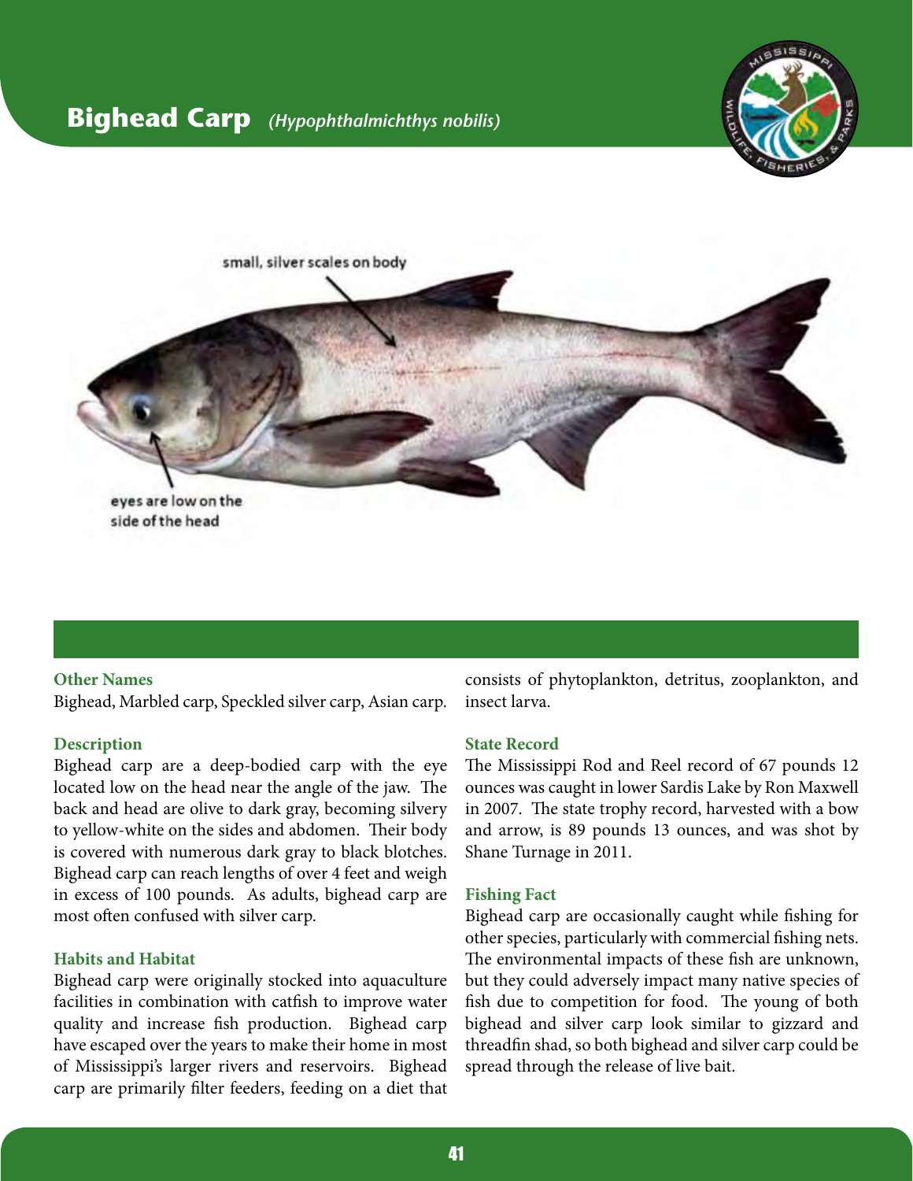# Bighead Carp *(Hypophthalmichthys nobilis)*

small, silver scales on body

eyes are low on the side of the head

### Other Names

Bighead, Marbled carp, Speckled silver carp, Asian carp.

### Description

Bighead carp are a deep-bodied carp with the eye located low on the head near the angle of the jaw. The back and head are olive to dark gray, becoming silvery to yellow-white on the sides and abdomen. Their body is covered with numerous dark gray to black blotches. Bighead carp can reach lengths of over 4 feet and weigh in excess of 100 pounds. As adults, bighead carp are most often confused with silver carp.

### Habits and Habitat

Bighead carp were originally stocked into aquaculture facilities in combination with catfish to improve water quality and increase fish production. Bighead carp have escaped over the years to make their home in most of Mississippi's larger rivers and reservoirs. Bighead carp are primarily filter feeders, feeding on a diet that consists of phytoplankton, detritus, zooplankton, and insect larva.

### State Record

The Mississippi Rod and Reel record of 67 pounds 12 ounces was caught in lower Sardis Lake by Ron Maxwell in 2007. The state trophy record, harvested with a bow and arrow, is 89 pounds 13 ounces, and was shot by Shane Turnage in 2011.

### Fishing Fact

Bighead carp are occasionally caught while fishing for other species, particularly with commercial fishing nets. The environmental impacts of these fish are unknown, but they could adversely impact many native species of fish due to competition for food. The young of both bighead and silver carp look similar to gizzard and threadfin shad, so both bighead and silver carp could be spread through the release of live bait.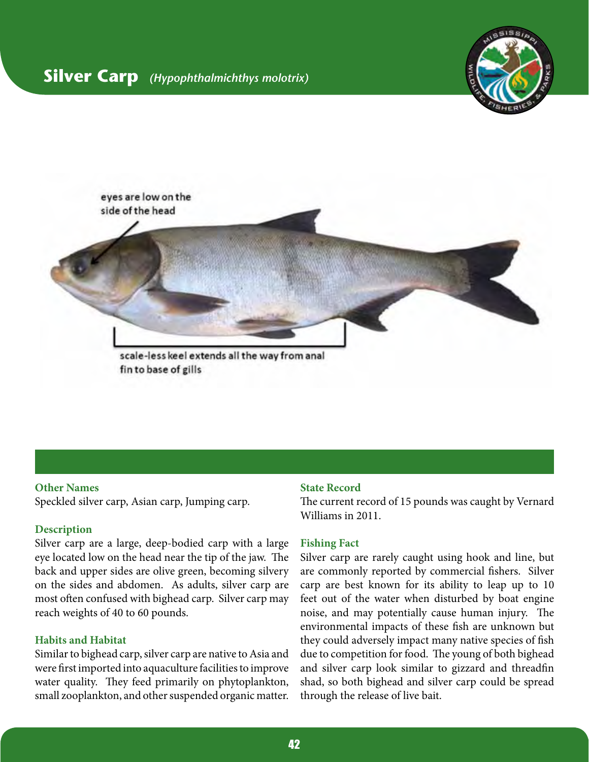# Silver Carp *(Hypophthalmichthys molotrix)*

eyes are low on the side of the head

scale-less keel extends all the way from anal fin to base of gills

### Other Names

Speckled silver carp, Asian carp, Jumping carp.

### Description

Silver carp are a large, deep-bodied carp with a large eye located low on the head near the tip of the jaw. The back and upper sides are olive green, becoming silvery on the sides and abdomen. As adults, silver carp are most often confused with bighead carp. Silver carp may reach weights of 40 to 60 pounds.

### Habits and Habitat

Similar to bighead carp, silver carp are native to Asia and were first imported into aquaculture facilities to improve water quality. They feed primarily on phytoplankton, small zooplankton, and other suspended organic matter.

### State Record

The current record of 15 pounds was caught by Vernard Williams in 2011.

### Fishing Fact

Silver carp are rarely caught using hook and line, but are commonly reported by commercial fishers. Silver carp are best known for its ability to leap up to 10 feet out of the water when disturbed by boat engine noise, and may potentially cause human injury. The environmental impacts of these fish are unknown but they could adversely impact many native species of fish due to competition for food. The young of both bighead and silver carp look similar to gizzard and threadfin shad, so both bighead and silver carp could be spread through the release of live bait.